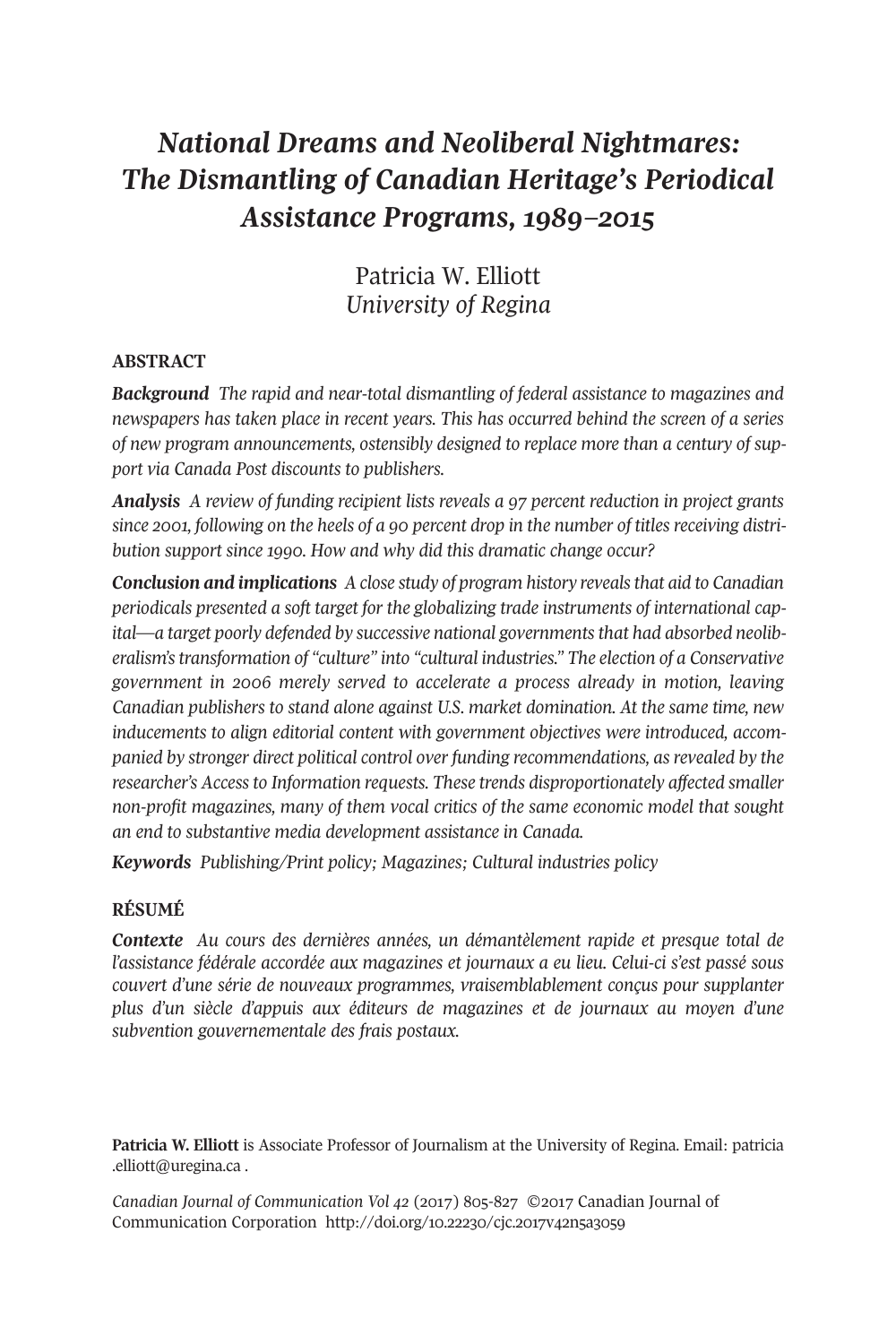# *National Dreams and Neoliberal Nightmares: The Dismantling of Canadian Heritage's Periodical Assistance Programs, 1989–2015*

Patricia W. Elliott
*University of Regina*

## ABSTRACT

***Background*** *The rapid and near-total dismantling of federal assistance to magazines and newspapers has taken place in recent years. This has occurred behind the screen of a series of new program announcements, ostensibly designed to replace more than a century of support via Canada Post discounts to publishers.*

***Analysis*** *A review of funding recipient lists reveals a 97 percent reduction in project grants since 2001, following on the heels of a 90 percent drop in the number of titles receiving distribution support since 1990. How and why did this dramatic change occur?*

***Conclusion and implications*** *A close study of program history reveals that aid to Canadian periodicals presented a soft target for the globalizing trade instruments of international capital—a target poorly defended by successive national governments that had absorbed neoliberalism's transformation of "culture" into "cultural industries." The election of a Conservative government in 2006 merely served to accelerate a process already in motion, leaving Canadian publishers to stand alone against U.S. market domination. At the same time, new inducements to align editorial content with government objectives were introduced, accompanied by stronger direct political control over funding recommendations, as revealed by the researcher's Access to Information requests. These trends disproportionately affected smaller non-profit magazines, many of them vocal critics of the same economic model that sought an end to substantive media development assistance in Canada.*

***Keywords*** *Publishing/Print policy; Magazines; Cultural industries policy*

## RÉSUMÉ

***Contexte*** *Au cours des dernières années, un démantèlement rapide et presque total de l'assistance fédérale accordée aux magazines et journaux a eu lieu. Celui-ci s'est passé sous couvert d'une série de nouveaux programmes, vraisemblablement conçus pour supplanter plus d'un siècle d'appuis aux éditeurs de magazines et de journaux au moyen d'une subvention gouvernementale des frais postaux.*

**Patricia W. Elliott** is Associate Professor of Journalism at the University of Regina. Email: patricia.elliott@uregina.ca .

*Canadian Journal of Communication Vol 42* (2017) 805-827 ©2017 Canadian Journal of Communication Corporation http://doi.org/10.22230/cjc.2017v42n5a3059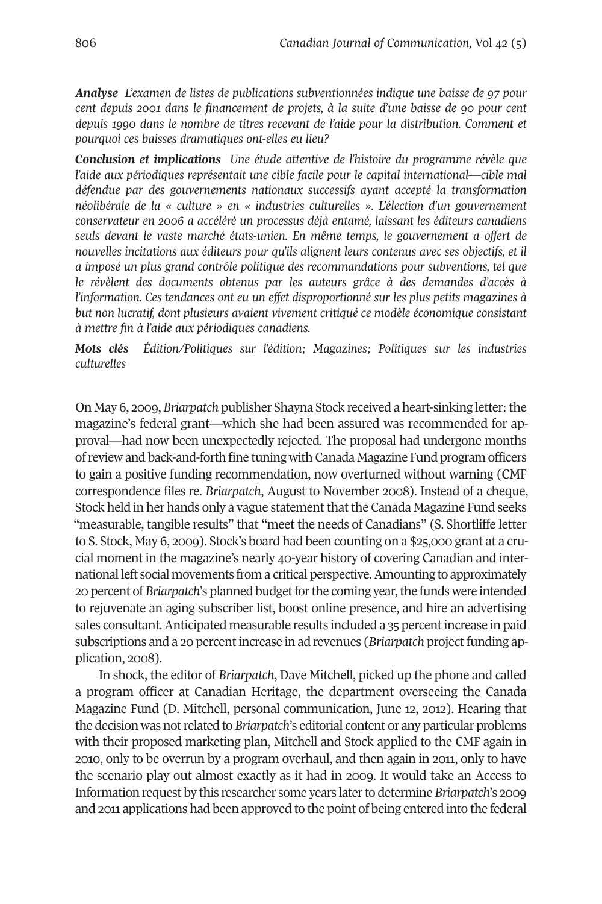***Analyse*** *L'examen de listes de publications subventionnées indique une baisse de 97 pour cent depuis 2001 dans le financement de projets, à la suite d'une baisse de 90 pour cent depuis 1990 dans le nombre de titres recevant de l'aide pour la distribution. Comment et pourquoi ces baisses dramatiques ont-elles eu lieu?*

***Conclusion et implications*** *Une étude attentive de l'histoire du programme révèle que l'aide aux périodiques représentait une cible facile pour le capital international—cible mal défendue par des gouvernements nationaux successifs ayant accepté la transformation néolibérale de la « culture » en « industries culturelles ». L'élection d'un gouvernement conservateur en 2006 a accéléré un processus déjà entamé, laissant les éditeurs canadiens seuls devant le vaste marché états-unien. En même temps, le gouvernement a offert de nouvelles incitations aux éditeurs pour qu'ils alignent leurs contenus avec ses objectifs, et il a imposé un plus grand contrôle politique des recommandations pour subventions, tel que le révèlent des documents obtenus par les auteurs grâce à des demandes d'accès à l'information. Ces tendances ont eu un effet disproportionné sur les plus petits magazines à but non lucratif, dont plusieurs avaient vivement critiqué ce modèle économique consistant à mettre fin à l'aide aux périodiques canadiens.*

***Mots clés*** *Édition/Politiques sur l'édition; Magazines; Politiques sur les industries culturelles*

On May 6, 2009, *Briarpatch* publisher Shayna Stock received a heart-sinking letter: the magazine's federal grant—which she had been assured was recommended for approval—had now been unexpectedly rejected. The proposal had undergone months of review and back-and-forth fine tuning with Canada Magazine Fund program officers to gain a positive funding recommendation, now overturned without warning (CMF correspondence files re. *Briarpatch*, August to November 2008). Instead of a cheque, Stock held in her hands only a vague statement that the Canada Magazine Fund seeks "measurable, tangible results" that "meet the needs of Canadians" (S. Shortliffe letter to S. Stock, May 6, 2009). Stock's board had been counting on a $25,000 grant at a crucial moment in the magazine's nearly 40-year history of covering Canadian and international left social movements from a critical perspective. Amounting to approximately 20 percent of *Briarpatch*'s planned budget for the coming year, the funds were intended to rejuvenate an aging subscriber list, boost online presence, and hire an advertising sales consultant. Anticipated measurable results included a 35 percent increase in paid subscriptions and a 20 percent increase in ad revenues (*Briarpatch* project funding application, 2008).

In shock, the editor of *Briarpatch*, Dave Mitchell, picked up the phone and called a program officer at Canadian Heritage, the department overseeing the Canada Magazine Fund (D. Mitchell, personal communication, June 12, 2012). Hearing that the decision was not related to *Briarpatch*'s editorial content or any particular problems with their proposed marketing plan, Mitchell and Stock applied to the CMF again in 2010, only to be overrun by a program overhaul, and then again in 2011, only to have the scenario play out almost exactly as it had in 2009. It would take an Access to Information request by this researcher some years later to determine *Briarpatch*'s 2009 and 2011 applications had been approved to the point of being entered into the federal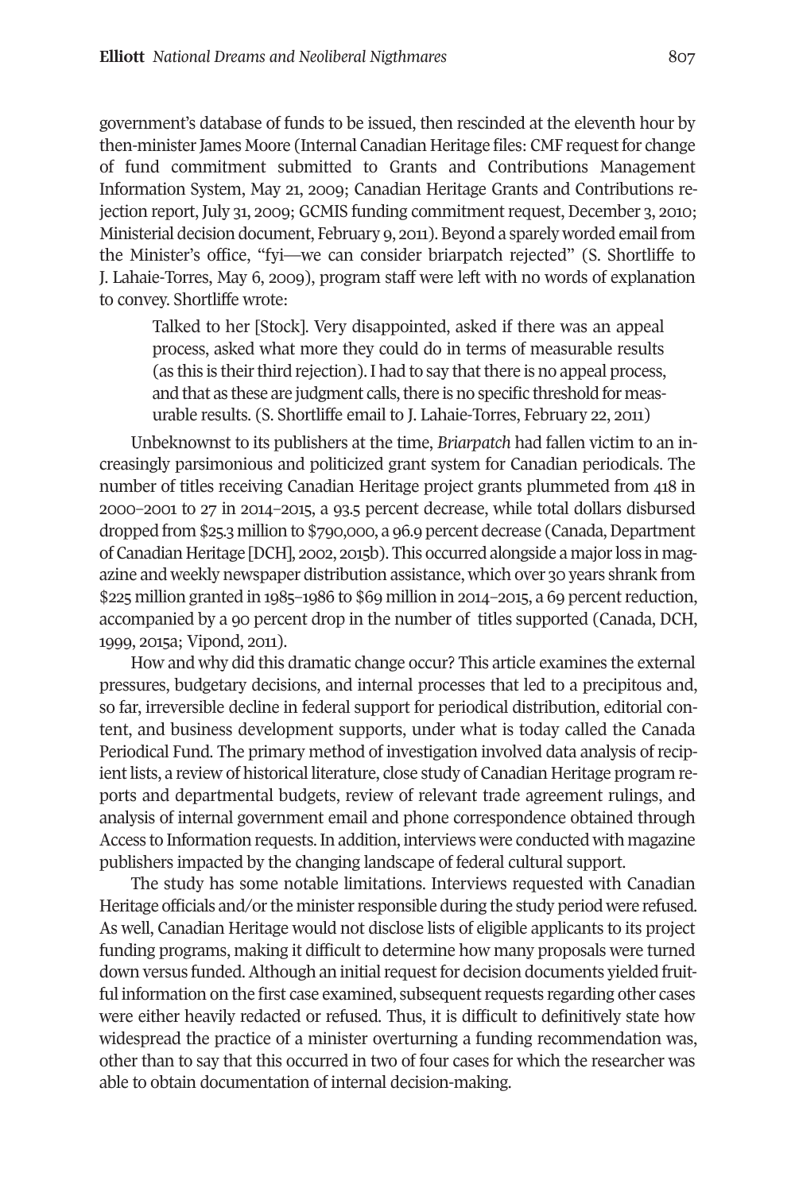government's database of funds to be issued, then rescinded at the eleventh hour by then-minister James Moore (Internal Canadian Heritage files: CMF request for change of fund commitment submitted to Grants and Contributions Management Information System, May 21, 2009; Canadian Heritage Grants and Contributions rejection report, July 31, 2009; GCMIS funding commitment request, December 3, 2010; Ministerial decision document, February 9, 2011). Beyond a sparely worded email from the Minister's office, "fyi—we can consider briarpatch rejected" (S. Shortliffe to J. Lahaie-Torres, May 6, 2009), program staff were left with no words of explanation to convey. Shortliffe wrote:

> Talked to her [Stock]. Very disappointed, asked if there was an appeal process, asked what more they could do in terms of measurable results (as this is their third rejection). I had to say that there is no appeal process, and that as these are judgment calls, there is no specific threshold for measurable results. (S. Shortliffe email to J. Lahaie-Torres, February 22, 2011)

Unbeknownst to its publishers at the time, *Briarpatch* had fallen victim to an increasingly parsimonious and politicized grant system for Canadian periodicals. The number of titles receiving Canadian Heritage project grants plummeted from 418 in 2000–2001 to 27 in 2014–2015, a 93.5 percent decrease, while total dollars disbursed dropped from $25.3 million to $790,000, a 96.9 percent decrease (Canada, Department of Canadian Heritage [DCH], 2002, 2015b). This occurred alongside a major loss in magazine and weekly newspaper distribution assistance, which over 30 years shrank from $225 million granted in 1985–1986 to $69 million in 2014–2015, a 69 percent reduction, accompanied by a 90 percent drop in the number of titles supported (Canada, DCH, 1999, 2015a; Vipond, 2011).

How and why did this dramatic change occur? This article examines the external pressures, budgetary decisions, and internal processes that led to a precipitous and, so far, irreversible decline in federal support for periodical distribution, editorial content, and business development supports, under what is today called the Canada Periodical Fund. The primary method of investigation involved data analysis of recipient lists, a review of historical literature, close study of Canadian Heritage program reports and departmental budgets, review of relevant trade agreement rulings, and analysis of internal government email and phone correspondence obtained through Access to Information requests. In addition, interviews were conducted with magazine publishers impacted by the changing landscape of federal cultural support.

The study has some notable limitations. Interviews requested with Canadian Heritage officials and/or the minister responsible during the study period were refused. As well, Canadian Heritage would not disclose lists of eligible applicants to its project funding programs, making it difficult to determine how many proposals were turned down versus funded. Although an initial request for decision documents yielded fruitful information on the first case examined, subsequent requests regarding other cases were either heavily redacted or refused. Thus, it is difficult to definitively state how widespread the practice of a minister overturning a funding recommendation was, other than to say that this occurred in two of four cases for which the researcher was able to obtain documentation of internal decision-making.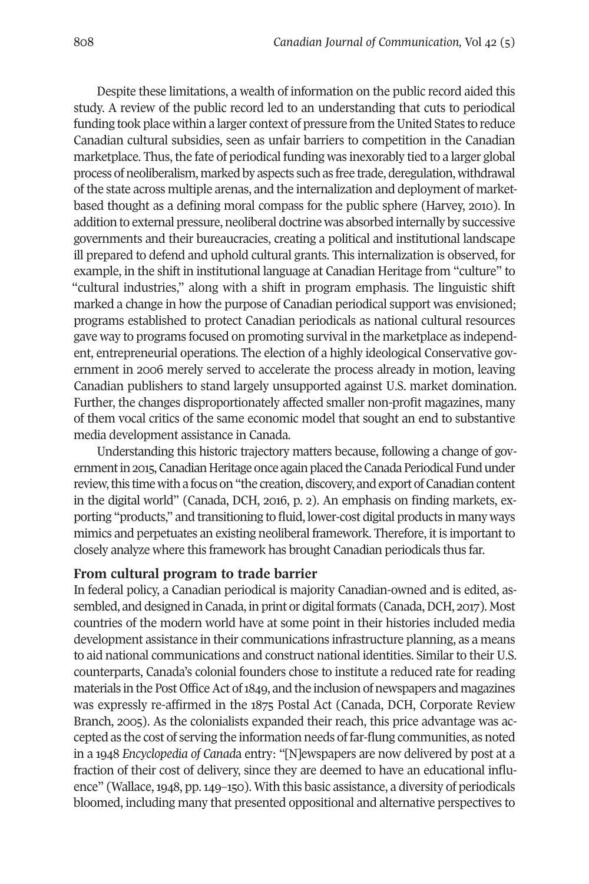Despite these limitations, a wealth of information on the public record aided this study. A review of the public record led to an understanding that cuts to periodical funding took place within a larger context of pressure from the United States to reduce Canadian cultural subsidies, seen as unfair barriers to competition in the Canadian marketplace. Thus, the fate of periodical funding was inexorably tied to a larger global process of neoliberalism, marked by aspects such as free trade, deregulation, withdrawal of the state across multiple arenas, and the internalization and deployment of market-based thought as a defining moral compass for the public sphere (Harvey, 2010). In addition to external pressure, neoliberal doctrine was absorbed internally by successive governments and their bureaucracies, creating a political and institutional landscape ill prepared to defend and uphold cultural grants. This internalization is observed, for example, in the shift in institutional language at Canadian Heritage from "culture" to "cultural industries," along with a shift in program emphasis. The linguistic shift marked a change in how the purpose of Canadian periodical support was envisioned; programs established to protect Canadian periodicals as national cultural resources gave way to programs focused on promoting survival in the marketplace as independent, entrepreneurial operations. The election of a highly ideological Conservative government in 2006 merely served to accelerate the process already in motion, leaving Canadian publishers to stand largely unsupported against U.S. market domination. Further, the changes disproportionately affected smaller non-profit magazines, many of them vocal critics of the same economic model that sought an end to substantive media development assistance in Canada.

Understanding this historic trajectory matters because, following a change of government in 2015, Canadian Heritage once again placed the Canada Periodical Fund under review, this time with a focus on "the creation, discovery, and export of Canadian content in the digital world" (Canada, DCH, 2016, p. 2). An emphasis on finding markets, exporting "products," and transitioning to fluid, lower-cost digital products in many ways mimics and perpetuates an existing neoliberal framework. Therefore, it is important to closely analyze where this framework has brought Canadian periodicals thus far.

## From cultural program to trade barrier

In federal policy, a Canadian periodical is majority Canadian-owned and is edited, assembled, and designed in Canada, in print or digital formats (Canada, DCH, 2017). Most countries of the modern world have at some point in their histories included media development assistance in their communications infrastructure planning, as a means to aid national communications and construct national identities. Similar to their U.S. counterparts, Canada's colonial founders chose to institute a reduced rate for reading materials in the Post Office Act of 1849, and the inclusion of newspapers and magazines was expressly re-affirmed in the 1875 Postal Act (Canada, DCH, Corporate Review Branch, 2005). As the colonialists expanded their reach, this price advantage was accepted as the cost of serving the information needs of far-flung communities, as noted in a 1948 *Encyclopedia of Canada* entry: "[N]ewspapers are now delivered by post at a fraction of their cost of delivery, since they are deemed to have an educational influence" (Wallace, 1948, pp. 149–150). With this basic assistance, a diversity of periodicals bloomed, including many that presented oppositional and alternative perspectives to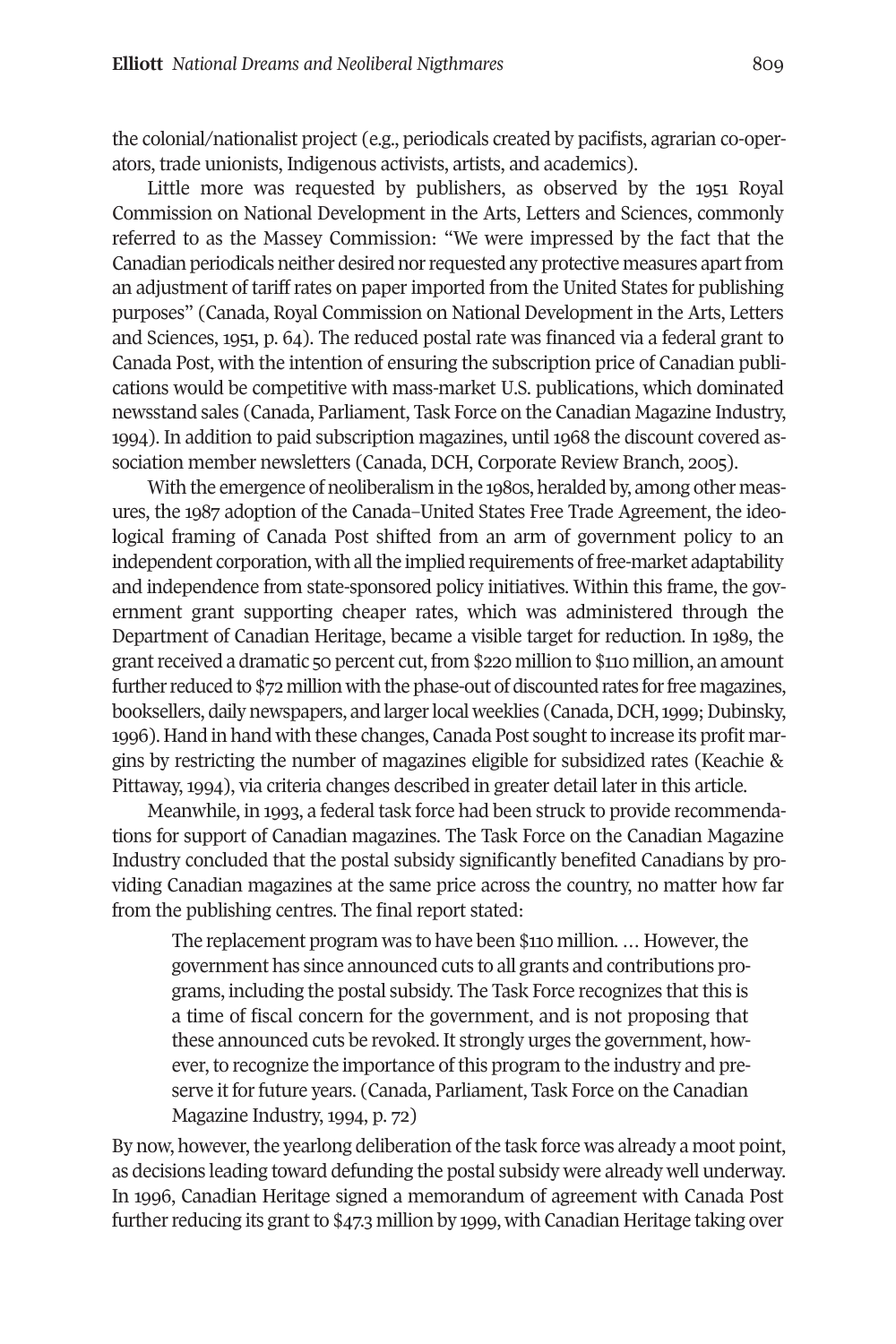the colonial/nationalist project (e.g., periodicals created by pacifists, agrarian co-operators, trade unionists, Indigenous activists, artists, and academics).

Little more was requested by publishers, as observed by the 1951 Royal Commission on National Development in the Arts, Letters and Sciences, commonly referred to as the Massey Commission: "We were impressed by the fact that the Canadian periodicals neither desired nor requested any protective measures apart from an adjustment of tariff rates on paper imported from the United States for publishing purposes" (Canada, Royal Commission on National Development in the Arts, Letters and Sciences, 1951, p. 64). The reduced postal rate was financed via a federal grant to Canada Post, with the intention of ensuring the subscription price of Canadian publications would be competitive with mass-market U.S. publications, which dominated newsstand sales (Canada, Parliament, Task Force on the Canadian Magazine Industry, 1994). In addition to paid subscription magazines, until 1968 the discount covered association member newsletters (Canada, DCH, Corporate Review Branch, 2005).

With the emergence of neoliberalism in the 1980s, heralded by, among other measures, the 1987 adoption of the Canada–United States Free Trade Agreement, the ideological framing of Canada Post shifted from an arm of government policy to an independent corporation, with all the implied requirements of free-market adaptability and independence from state-sponsored policy initiatives. Within this frame, the government grant supporting cheaper rates, which was administered through the Department of Canadian Heritage, became a visible target for reduction. In 1989, the grant received a dramatic 50 percent cut, from $220 million to $110 million, an amount further reduced to $72 million with the phase-out of discounted rates for free magazines, booksellers, daily newspapers, and larger local weeklies (Canada, DCH, 1999; Dubinsky, 1996). Hand in hand with these changes, Canada Post sought to increase its profit margins by restricting the number of magazines eligible for subsidized rates (Keachie & Pittaway, 1994), via criteria changes described in greater detail later in this article.

Meanwhile, in 1993, a federal task force had been struck to provide recommendations for support of Canadian magazines. The Task Force on the Canadian Magazine Industry concluded that the postal subsidy significantly benefited Canadians by providing Canadian magazines at the same price across the country, no matter how far from the publishing centres. The final report stated:

> The replacement program was to have been $110 million. … However, the government has since announced cuts to all grants and contributions programs, including the postal subsidy. The Task Force recognizes that this is a time of fiscal concern for the government, and is not proposing that these announced cuts be revoked. It strongly urges the government, however, to recognize the importance of this program to the industry and preserve it for future years. (Canada, Parliament, Task Force on the Canadian Magazine Industry, 1994, p. 72)

By now, however, the yearlong deliberation of the task force was already a moot point, as decisions leading toward defunding the postal subsidy were already well underway. In 1996, Canadian Heritage signed a memorandum of agreement with Canada Post further reducing its grant to $47.3 million by 1999, with Canadian Heritage taking over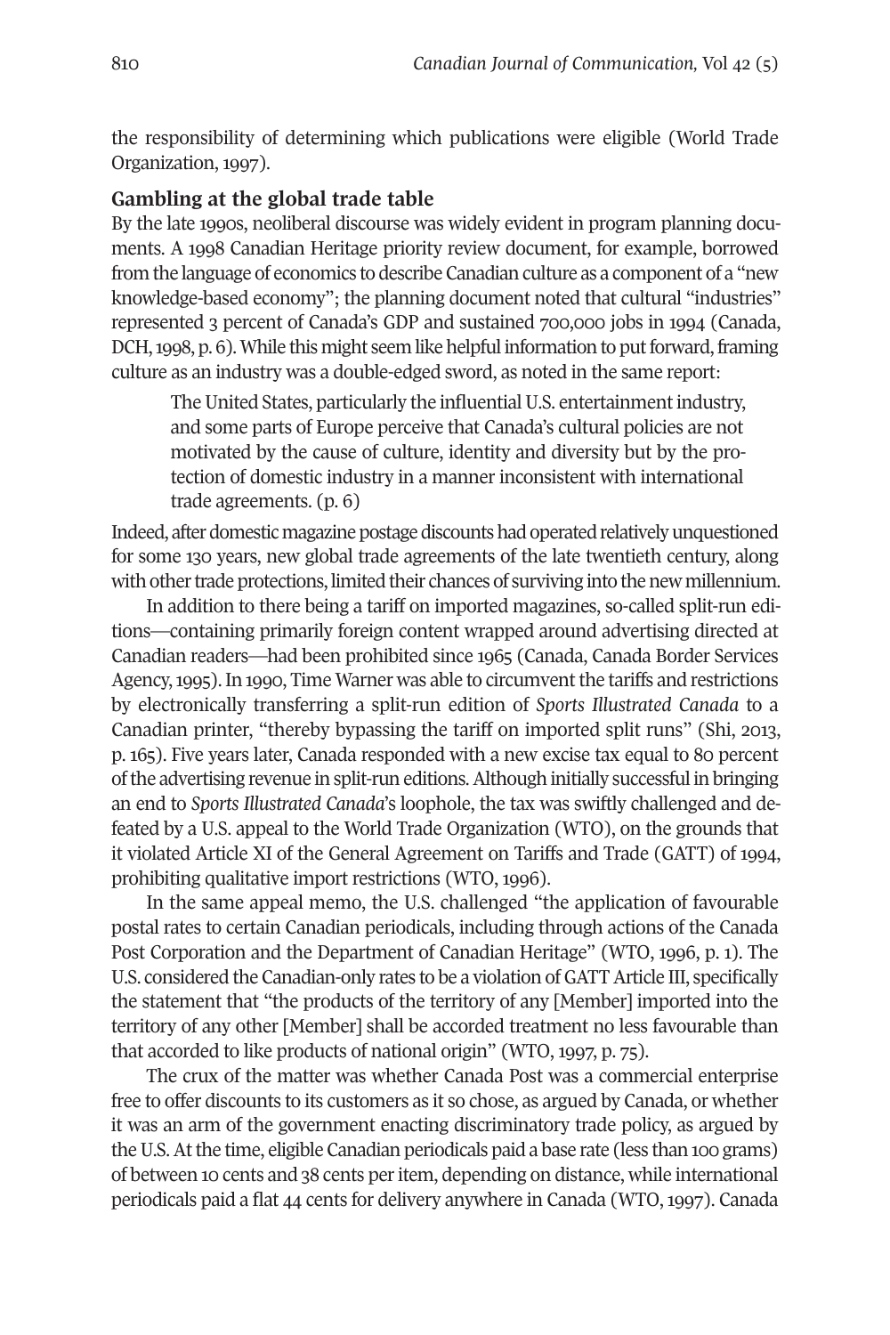the responsibility of determining which publications were eligible (World Trade Organization, 1997).

**Gambling at the global trade table**

By the late 1990s, neoliberal discourse was widely evident in program planning documents. A 1998 Canadian Heritage priority review document, for example, borrowed from the language of economics to describe Canadian culture as a component of a "new knowledge-based economy"; the planning document noted that cultural "industries" represented 3 percent of Canada's GDP and sustained 700,000 jobs in 1994 (Canada, DCH, 1998, p. 6). While this might seem like helpful information to put forward, framing culture as an industry was a double-edged sword, as noted in the same report:

> The United States, particularly the influential U.S. entertainment industry, and some parts of Europe perceive that Canada's cultural policies are not motivated by the cause of culture, identity and diversity but by the protection of domestic industry in a manner inconsistent with international trade agreements. (p. 6)

Indeed, after domestic magazine postage discounts had operated relatively unquestioned for some 130 years, new global trade agreements of the late twentieth century, along with other trade protections, limited their chances of surviving into the new millennium.

In addition to there being a tariff on imported magazines, so-called split-run editions—containing primarily foreign content wrapped around advertising directed at Canadian readers—had been prohibited since 1965 (Canada, Canada Border Services Agency, 1995). In 1990, Time Warner was able to circumvent the tariffs and restrictions by electronically transferring a split-run edition of *Sports Illustrated Canada* to a Canadian printer, "thereby bypassing the tariff on imported split runs" (Shi, 2013, p. 165). Five years later, Canada responded with a new excise tax equal to 80 percent of the advertising revenue in split-run editions. Although initially successful in bringing an end to *Sports Illustrated Canada*'s loophole, the tax was swiftly challenged and defeated by a U.S. appeal to the World Trade Organization (WTO), on the grounds that it violated Article XI of the General Agreement on Tariffs and Trade (GATT) of 1994, prohibiting qualitative import restrictions (WTO, 1996).

In the same appeal memo, the U.S. challenged "the application of favourable postal rates to certain Canadian periodicals, including through actions of the Canada Post Corporation and the Department of Canadian Heritage" (WTO, 1996, p. 1). The U.S. considered the Canadian-only rates to be a violation of GATT Article III, specifically the statement that "the products of the territory of any [Member] imported into the territory of any other [Member] shall be accorded treatment no less favourable than that accorded to like products of national origin" (WTO, 1997, p. 75).

The crux of the matter was whether Canada Post was a commercial enterprise free to offer discounts to its customers as it so chose, as argued by Canada, or whether it was an arm of the government enacting discriminatory trade policy, as argued by the U.S. At the time, eligible Canadian periodicals paid a base rate (less than 100 grams) of between 10 cents and 38 cents per item, depending on distance, while international periodicals paid a flat 44 cents for delivery anywhere in Canada (WTO, 1997). Canada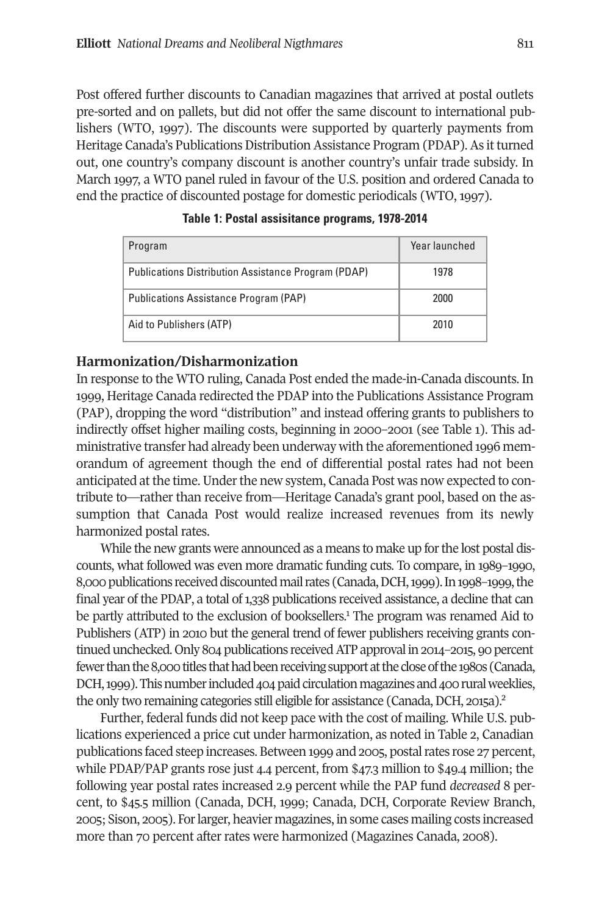Post offered further discounts to Canadian magazines that arrived at postal outlets pre-sorted and on pallets, but did not offer the same discount to international publishers (WTO, 1997). The discounts were supported by quarterly payments from Heritage Canada's Publications Distribution Assistance Program (PDAP). As it turned out, one country's company discount is another country's unfair trade subsidy. In March 1997, a WTO panel ruled in favour of the U.S. position and ordered Canada to end the practice of discounted postage for domestic periodicals (WTO, 1997).

**Table 1: Postal assisitance programs, 1978-2014**

| Program | Year launched |
|---|---|
| Publications Distribution Assistance Program (PDAP) | 1978 |
| Publications Assistance Program (PAP) | 2000 |
| Aid to Publishers (ATP) | 2010 |

### Harmonization/Disharmonization

In response to the WTO ruling, Canada Post ended the made-in-Canada discounts. In 1999, Heritage Canada redirected the PDAP into the Publications Assistance Program (PAP), dropping the word "distribution" and instead offering grants to publishers to indirectly offset higher mailing costs, beginning in 2000–2001 (see Table 1). This administrative transfer had already been underway with the aforementioned 1996 memorandum of agreement though the end of differential postal rates had not been anticipated at the time. Under the new system, Canada Post was now expected to contribute to—rather than receive from—Heritage Canada's grant pool, based on the assumption that Canada Post would realize increased revenues from its newly harmonized postal rates.

While the new grants were announced as a means to make up for the lost postal discounts, what followed was even more dramatic funding cuts. To compare, in 1989–1990, 8,000 publications received discounted mail rates (Canada, DCH, 1999). In 1998–1999, the final year of the PDAP, a total of 1,338 publications received assistance, a decline that can be partly attributed to the exclusion of booksellers.[1] The program was renamed Aid to Publishers (ATP) in 2010 but the general trend of fewer publishers receiving grants continued unchecked. Only 804 publications received ATP approval in 2014–2015, 90 percent fewer than the 8,000 titles that had been receiving support at the close of the 1980s (Canada, DCH, 1999). This number included 404 paid circulation magazines and 400 rural weeklies, the only two remaining categories still eligible for assistance (Canada, DCH, 2015a).[2]

Further, federal funds did not keep pace with the cost of mailing. While U.S. publications experienced a price cut under harmonization, as noted in Table 2, Canadian publications faced steep increases. Between 1999 and 2005, postal rates rose 27 percent, while PDAP/PAP grants rose just 4.4 percent, from $47.3 million to $49.4 million; the following year postal rates increased 2.9 percent while the PAP fund *decreased* 8 percent, to $45.5 million (Canada, DCH, 1999; Canada, DCH, Corporate Review Branch, 2005; Sison, 2005). For larger, heavier magazines, in some cases mailing costs increased more than 70 percent after rates were harmonized (Magazines Canada, 2008).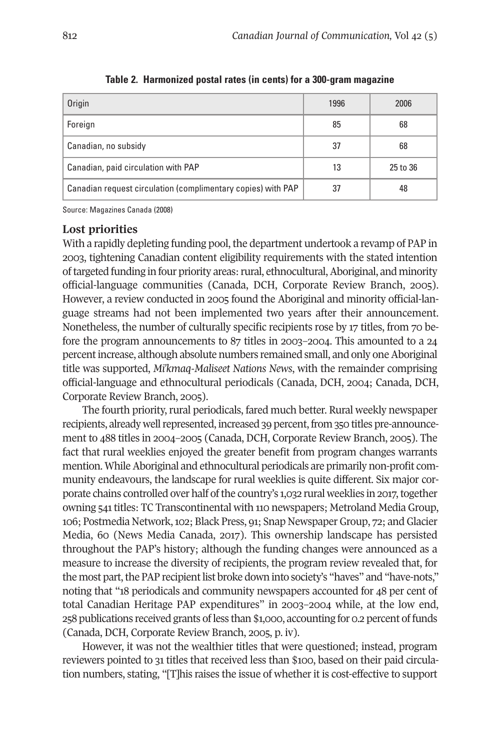**Table 2. Harmonized postal rates (in cents) for a 300-gram magazine**

| Origin | 1996 | 2006 |
| --- | --- | --- |
| Foreign | 85 | 68 |
| Canadian, no subsidy | 37 | 68 |
| Canadian, paid circulation with PAP | 13 | 25 to 36 |
| Canadian request circulation (complimentary copies) with PAP | 37 | 48 |

Source: Magazines Canada (2008)

### Lost priorities

With a rapidly depleting funding pool, the department undertook a revamp of PAP in 2003, tightening Canadian content eligibility requirements with the stated intention of targeted funding in four priority areas: rural, ethnocultural, Aboriginal, and minority official-language communities (Canada, DCH, Corporate Review Branch, 2005). However, a review conducted in 2005 found the Aboriginal and minority official-language streams had not been implemented two years after their announcement. Nonetheless, the number of culturally specific recipients rose by 17 titles, from 70 before the program announcements to 87 titles in 2003–2004. This amounted to a 24 percent increase, although absolute numbers remained small, and only one Aboriginal title was supported, *Mi'kmaq-Maliseet Nations News*, with the remainder comprising official-language and ethnocultural periodicals (Canada, DCH, 2004; Canada, DCH, Corporate Review Branch, 2005).

The fourth priority, rural periodicals, fared much better. Rural weekly newspaper recipients, already well represented, increased 39 percent, from 350 titles pre-announcement to 488 titles in 2004–2005 (Canada, DCH, Corporate Review Branch, 2005). The fact that rural weeklies enjoyed the greater benefit from program changes warrants mention. While Aboriginal and ethnocultural periodicals are primarily non-profit community endeavours, the landscape for rural weeklies is quite different. Six major corporate chains controlled over half of the country's 1,032 rural weeklies in 2017, together owning 541 titles: TC Transcontinental with 110 newspapers; Metroland Media Group, 106; Postmedia Network, 102; Black Press, 91; Snap Newspaper Group, 72; and Glacier Media, 60 (News Media Canada, 2017). This ownership landscape has persisted throughout the PAP's history; although the funding changes were announced as a measure to increase the diversity of recipients, the program review revealed that, for the most part, the PAP recipient list broke down into society's "haves" and "have-nots," noting that "18 periodicals and community newspapers accounted for 48 per cent of total Canadian Heritage PAP expenditures" in 2003–2004 while, at the low end, 258 publications received grants of less than $1,000, accounting for 0.2 percent of funds (Canada, DCH, Corporate Review Branch, 2005, p. iv).

However, it was not the wealthier titles that were questioned; instead, program reviewers pointed to 31 titles that received less than $100, based on their paid circulation numbers, stating, "[T]his raises the issue of whether it is cost-effective to support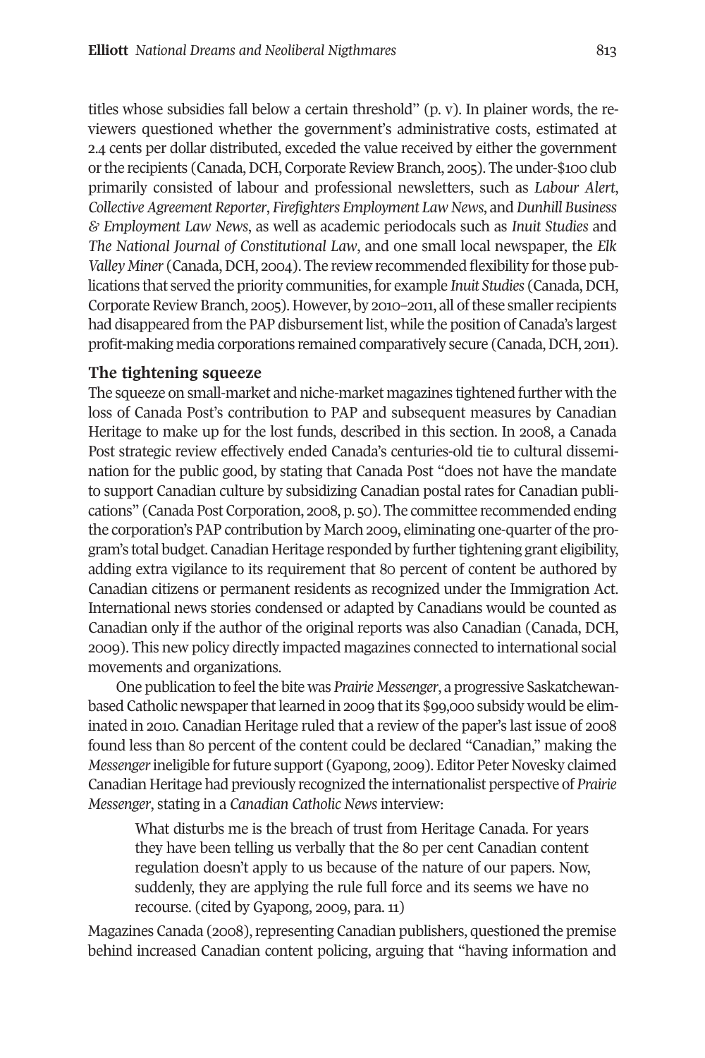titles whose subsidies fall below a certain threshold" (p. v). In plainer words, the reviewers questioned whether the government's administrative costs, estimated at 2.4 cents per dollar distributed, exceded the value received by either the government or the recipients (Canada, DCH, Corporate Review Branch, 2005). The under-$100 club primarily consisted of labour and professional newsletters, such as *Labour Alert*, *Collective Agreement Reporter*, *Firefighters Employment Law News*, and *Dunhill Business & Employment Law News*, as well as academic periodocals such as *Inuit Studies* and *The National Journal of Constitutional Law*, and one small local newspaper, the *Elk Valley Miner* (Canada, DCH, 2004). The review recommended flexibility for those publications that served the priority communities, for example *Inuit Studies* (Canada, DCH, Corporate Review Branch, 2005). However, by 2010–2011, all of these smaller recipients had disappeared from the PAP disbursement list, while the position of Canada's largest profit-making media corporations remained comparatively secure (Canada, DCH, 2011).

### The tightening squeeze

The squeeze on small-market and niche-market magazines tightened further with the loss of Canada Post's contribution to PAP and subsequent measures by Canadian Heritage to make up for the lost funds, described in this section. In 2008, a Canada Post strategic review effectively ended Canada's centuries-old tie to cultural dissemination for the public good, by stating that Canada Post "does not have the mandate to support Canadian culture by subsidizing Canadian postal rates for Canadian publications" (Canada Post Corporation, 2008, p. 50). The committee recommended ending the corporation's PAP contribution by March 2009, eliminating one-quarter of the program's total budget. Canadian Heritage responded by further tightening grant eligibility, adding extra vigilance to its requirement that 80 percent of content be authored by Canadian citizens or permanent residents as recognized under the Immigration Act. International news stories condensed or adapted by Canadians would be counted as Canadian only if the author of the original reports was also Canadian (Canada, DCH, 2009). This new policy directly impacted magazines connected to international social movements and organizations.

One publication to feel the bite was *Prairie Messenger*, a progressive Saskatchewan-based Catholic newspaper that learned in 2009 that its $99,000 subsidy would be eliminated in 2010. Canadian Heritage ruled that a review of the paper's last issue of 2008 found less than 80 percent of the content could be declared "Canadian," making the *Messenger* ineligible for future support (Gyapong, 2009). Editor Peter Novesky claimed Canadian Heritage had previously recognized the internationalist perspective of *Prairie Messenger*, stating in a *Canadian Catholic News* interview:

> What disturbs me is the breach of trust from Heritage Canada. For years they have been telling us verbally that the 80 per cent Canadian content regulation doesn't apply to us because of the nature of our papers. Now, suddenly, they are applying the rule full force and its seems we have no recourse. (cited by Gyapong, 2009, para. 11)

Magazines Canada (2008), representing Canadian publishers, questioned the premise behind increased Canadian content policing, arguing that "having information and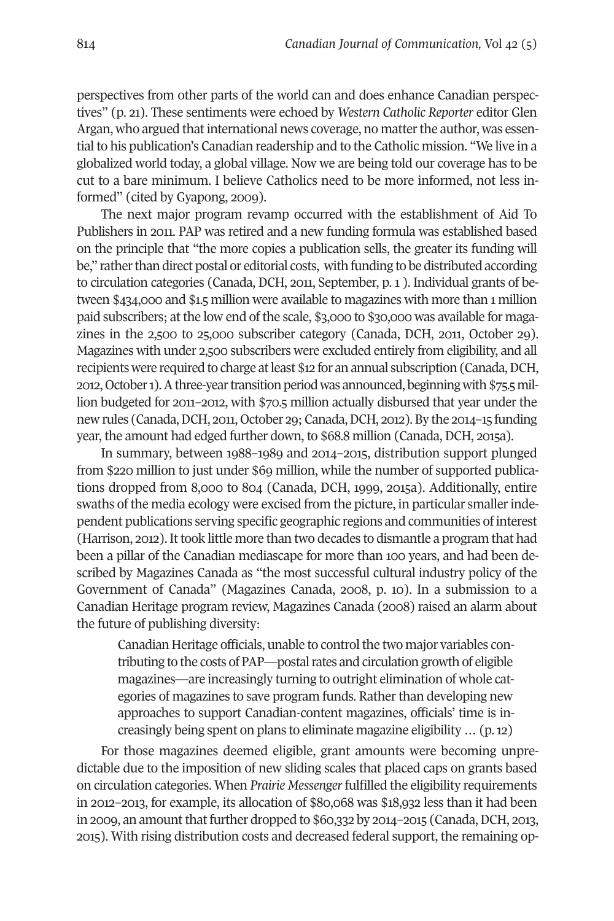perspectives from other parts of the world can and does enhance Canadian perspectives" (p. 21). These sentiments were echoed by *Western Catholic Reporter* editor Glen Argan, who argued that international news coverage, no matter the author, was essential to his publication's Canadian readership and to the Catholic mission. "We live in a globalized world today, a global village. Now we are being told our coverage has to be cut to a bare minimum. I believe Catholics need to be more informed, not less informed" (cited by Gyapong, 2009).

The next major program revamp occurred with the establishment of Aid To Publishers in 2011. PAP was retired and a new funding formula was established based on the principle that "the more copies a publication sells, the greater its funding will be," rather than direct postal or editorial costs, with funding to be distributed according to circulation categories (Canada, DCH, 2011, September, p. 1 ). Individual grants of between $434,000 and $1.5 million were available to magazines with more than 1 million paid subscribers; at the low end of the scale, $3,000 to $30,000 was available for magazines in the 2,500 to 25,000 subscriber category (Canada, DCH, 2011, October 29). Magazines with under 2,500 subscribers were excluded entirely from eligibility, and all recipients were required to charge at least $12 for an annual subscription (Canada, DCH, 2012, October 1). A three-year transition period was announced, beginning with $75.5 million budgeted for 2011–2012, with $70.5 million actually disbursed that year under the new rules (Canada, DCH, 2011, October 29; Canada, DCH, 2012). By the 2014–15 funding year, the amount had edged further down, to $68.8 million (Canada, DCH, 2015a).

In summary, between 1988–1989 and 2014–2015, distribution support plunged from $220 million to just under $69 million, while the number of supported publications dropped from 8,000 to 804 (Canada, DCH, 1999, 2015a). Additionally, entire swaths of the media ecology were excised from the picture, in particular smaller independent publications serving specific geographic regions and communities of interest (Harrison, 2012). It took little more than two decades to dismantle a program that had been a pillar of the Canadian mediascape for more than 100 years, and had been described by Magazines Canada as "the most successful cultural industry policy of the Government of Canada" (Magazines Canada, 2008, p. 10). In a submission to a Canadian Heritage program review, Magazines Canada (2008) raised an alarm about the future of publishing diversity:

> Canadian Heritage officials, unable to control the two major variables contributing to the costs of PAP—postal rates and circulation growth of eligible magazines—are increasingly turning to outright elimination of whole categories of magazines to save program funds. Rather than developing new approaches to support Canadian-content magazines, officials' time is increasingly being spent on plans to eliminate magazine eligibility … (p. 12)

For those magazines deemed eligible, grant amounts were becoming unpredictable due to the imposition of new sliding scales that placed caps on grants based on circulation categories. When *Prairie Messenger* fulfilled the eligibility requirements in 2012–2013, for example, its allocation of $80,068 was $18,932 less than it had been in 2009, an amount that further dropped to $60,332 by 2014–2015 (Canada, DCH, 2013, 2015). With rising distribution costs and decreased federal support, the remaining op-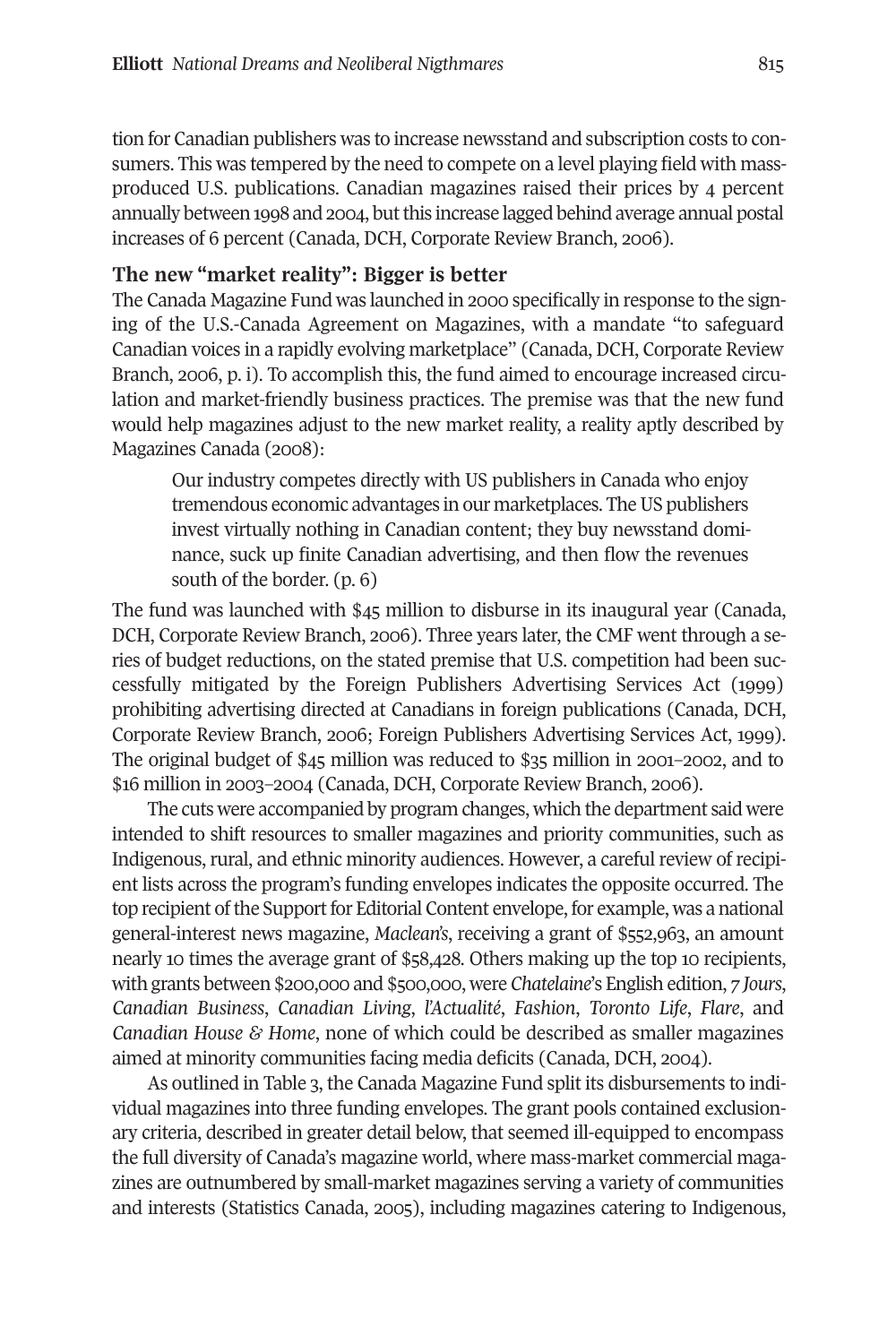tion for Canadian publishers was to increase newsstand and subscription costs to consumers. This was tempered by the need to compete on a level playing field with mass-produced U.S. publications. Canadian magazines raised their prices by 4 percent annually between 1998 and 2004, but this increase lagged behind average annual postal increases of 6 percent (Canada, DCH, Corporate Review Branch, 2006).

### The new "market reality": Bigger is better

The Canada Magazine Fund was launched in 2000 specifically in response to the signing of the U.S.-Canada Agreement on Magazines, with a mandate "to safeguard Canadian voices in a rapidly evolving marketplace" (Canada, DCH, Corporate Review Branch, 2006, p. i). To accomplish this, the fund aimed to encourage increased circulation and market-friendly business practices. The premise was that the new fund would help magazines adjust to the new market reality, a reality aptly described by Magazines Canada (2008):

> Our industry competes directly with US publishers in Canada who enjoy tremendous economic advantages in our marketplaces. The US publishers invest virtually nothing in Canadian content; they buy newsstand dominance, suck up finite Canadian advertising, and then flow the revenues south of the border. (p. 6)

The fund was launched with $45 million to disburse in its inaugural year (Canada, DCH, Corporate Review Branch, 2006). Three years later, the CMF went through a series of budget reductions, on the stated premise that U.S. competition had been successfully mitigated by the Foreign Publishers Advertising Services Act (1999) prohibiting advertising directed at Canadians in foreign publications (Canada, DCH, Corporate Review Branch, 2006; Foreign Publishers Advertising Services Act, 1999). The original budget of $45 million was reduced to $35 million in 2001–2002, and to $16 million in 2003–2004 (Canada, DCH, Corporate Review Branch, 2006).

The cuts were accompanied by program changes, which the department said were intended to shift resources to smaller magazines and priority communities, such as Indigenous, rural, and ethnic minority audiences. However, a careful review of recipient lists across the program's funding envelopes indicates the opposite occurred. The top recipient of the Support for Editorial Content envelope, for example, was a national general-interest news magazine, *Maclean's*, receiving a grant of $552,963, an amount nearly 10 times the average grant of $58,428. Others making up the top 10 recipients, with grants between $200,000 and $500,000, were *Chatelaine*'s English edition, *7 Jours*, *Canadian Business*, *Canadian Living*, *l'Actualité*, *Fashion*, *Toronto Life*, *Flare*, and *Canadian House & Home*, none of which could be described as smaller magazines aimed at minority communities facing media deficits (Canada, DCH, 2004).

As outlined in Table 3, the Canada Magazine Fund split its disbursements to individual magazines into three funding envelopes. The grant pools contained exclusionary criteria, described in greater detail below, that seemed ill-equipped to encompass the full diversity of Canada's magazine world, where mass-market commercial magazines are outnumbered by small-market magazines serving a variety of communities and interests (Statistics Canada, 2005), including magazines catering to Indigenous,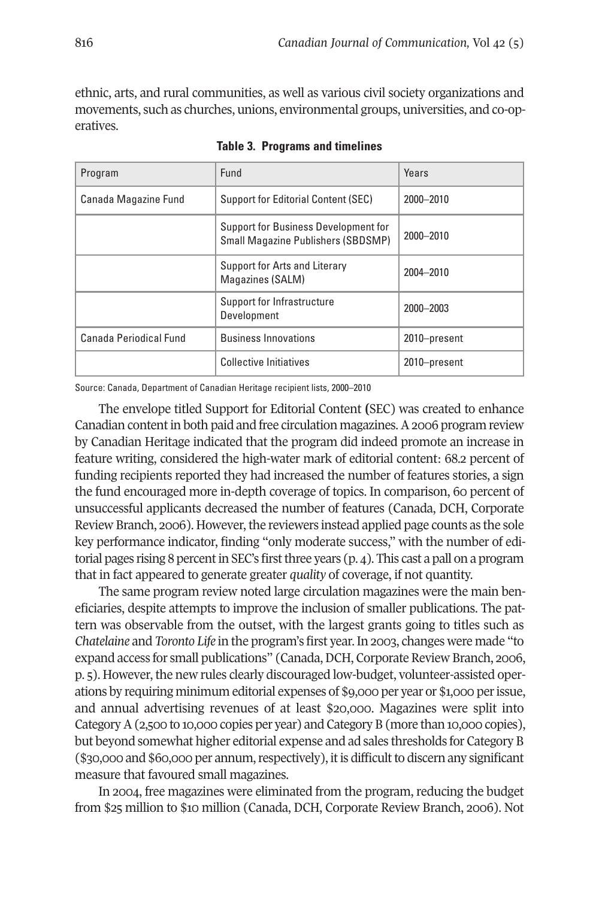ethnic, arts, and rural communities, as well as various civil society organizations and movements, such as churches, unions, environmental groups, universities, and co-operatives.

**Table 3. Programs and timelines**

| Program | Fund | Years |
|---|---|---|
| Canada Magazine Fund | Support for Editorial Content (SEC) | 2000–2010 |
| | Support for Business Development for Small Magazine Publishers (SBDSMP) | 2000–2010 |
| | Support for Arts and Literary Magazines (SALM) | 2004–2010 |
| | Support for Infrastructure Development | 2000–2003 |
| Canada Periodical Fund | Business Innovations | 2010–present |
| | Collective Initiatives | 2010–present |

Source: Canada, Department of Canadian Heritage recipient lists, 2000–2010

The envelope titled Support for Editorial Content (SEC) was created to enhance Canadian content in both paid and free circulation magazines. A 2006 program review by Canadian Heritage indicated that the program did indeed promote an increase in feature writing, considered the high-water mark of editorial content: 68.2 percent of funding recipients reported they had increased the number of features stories, a sign the fund encouraged more in-depth coverage of topics. In comparison, 60 percent of unsuccessful applicants decreased the number of features (Canada, DCH, Corporate Review Branch, 2006). However, the reviewers instead applied page counts as the sole key performance indicator, finding "only moderate success," with the number of editorial pages rising 8 percent in SEC's first three years (p. 4). This cast a pall on a program that in fact appeared to generate greater *quality* of coverage, if not quantity.

The same program review noted large circulation magazines were the main beneficiaries, despite attempts to improve the inclusion of smaller publications. The pattern was observable from the outset, with the largest grants going to titles such as *Chatelaine* and *Toronto Life* in the program's first year. In 2003, changes were made "to expand access for small publications" (Canada, DCH, Corporate Review Branch, 2006, p. 5). However, the new rules clearly discouraged low-budget, volunteer-assisted operations by requiring minimum editorial expenses of $9,000 per year or $1,000 per issue, and annual advertising revenues of at least $20,000. Magazines were split into Category A (2,500 to 10,000 copies per year) and Category B (more than 10,000 copies), but beyond somewhat higher editorial expense and ad sales thresholds for Category B ($30,000 and $60,000 per annum, respectively), it is difficult to discern any significant measure that favoured small magazines.

In 2004, free magazines were eliminated from the program, reducing the budget from $25 million to $10 million (Canada, DCH, Corporate Review Branch, 2006). Not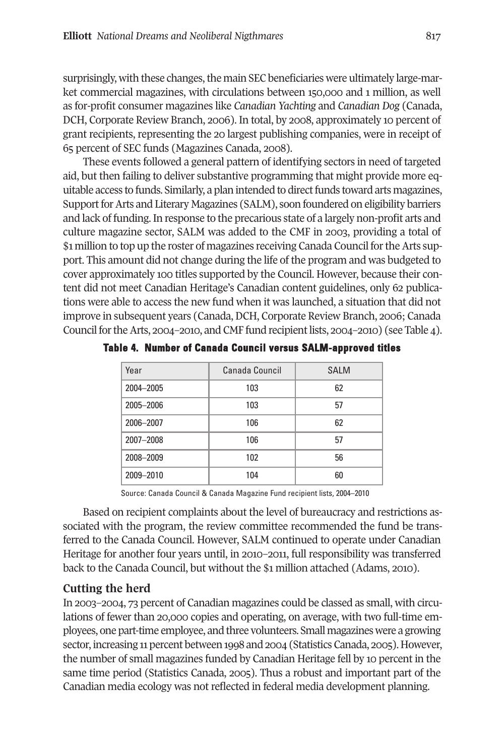surprisingly, with these changes, the main SEC beneficiaries were ultimately large-market commercial magazines, with circulations between 150,000 and 1 million, as well as for-profit consumer magazines like *Canadian Yachting* and *Canadian Dog* (Canada, DCH, Corporate Review Branch, 2006). In total, by 2008, approximately 10 percent of grant recipients, representing the 20 largest publishing companies, were in receipt of 65 percent of SEC funds (Magazines Canada, 2008).

These events followed a general pattern of identifying sectors in need of targeted aid, but then failing to deliver substantive programming that might provide more equitable access to funds. Similarly, a plan intended to direct funds toward arts magazines, Support for Arts and Literary Magazines (SALM), soon foundered on eligibility barriers and lack of funding. In response to the precarious state of a largely non-profit arts and culture magazine sector, SALM was added to the CMF in 2003, providing a total of $1 million to top up the roster of magazines receiving Canada Council for the Arts support. This amount did not change during the life of the program and was budgeted to cover approximately 100 titles supported by the Council. However, because their content did not meet Canadian Heritage's Canadian content guidelines, only 62 publications were able to access the new fund when it was launched, a situation that did not improve in subsequent years (Canada, DCH, Corporate Review Branch, 2006; Canada Council for the Arts, 2004–2010, and CMF fund recipient lists, 2004–2010) (see Table 4).

**Table 4. Number of Canada Council versus SALM-approved titles**

| Year | Canada Council | SALM |
|---|---|---|
| 2004–2005 | 103 | 62 |
| 2005–2006 | 103 | 57 |
| 2006–2007 | 106 | 62 |
| 2007–2008 | 106 | 57 |
| 2008–2009 | 102 | 56 |
| 2009–2010 | 104 | 60 |

Source: Canada Council & Canada Magazine Fund recipient lists, 2004–2010

Based on recipient complaints about the level of bureaucracy and restrictions associated with the program, the review committee recommended the fund be transferred to the Canada Council. However, SALM continued to operate under Canadian Heritage for another four years until, in 2010–2011, full responsibility was transferred back to the Canada Council, but without the $1 million attached (Adams, 2010).

## Cutting the herd

In 2003–2004, 73 percent of Canadian magazines could be classed as small, with circulations of fewer than 20,000 copies and operating, on average, with two full-time employees, one part-time employee, and three volunteers. Small magazines were a growing sector, increasing 11 percent between 1998 and 2004 (Statistics Canada, 2005). However, the number of small magazines funded by Canadian Heritage fell by 10 percent in the same time period (Statistics Canada, 2005). Thus a robust and important part of the Canadian media ecology was not reflected in federal media development planning.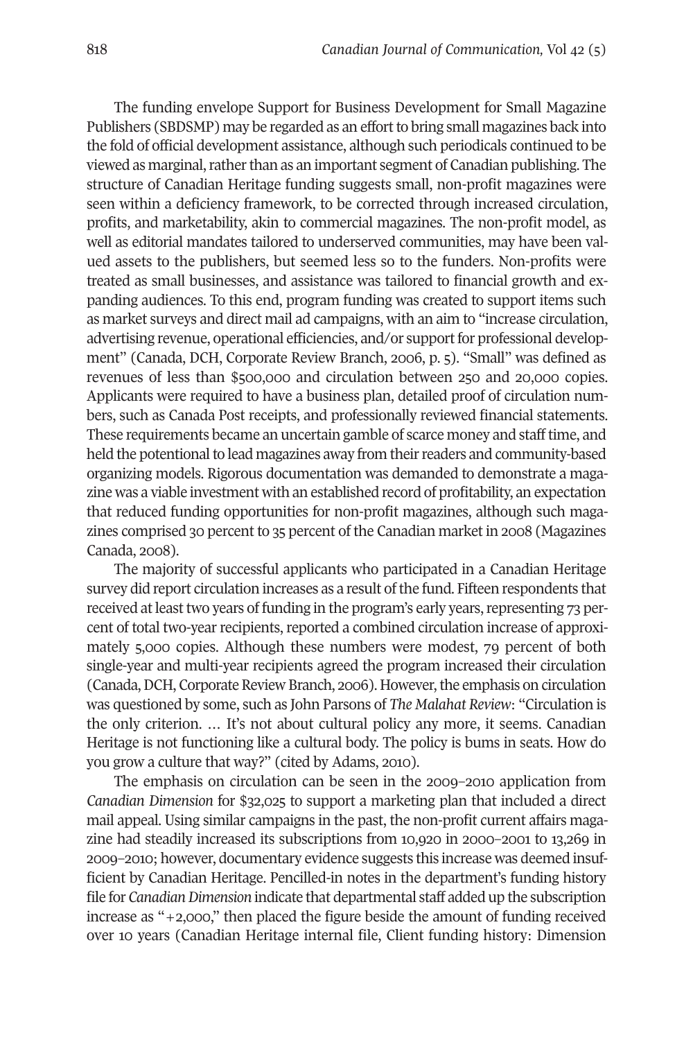The funding envelope Support for Business Development for Small Magazine Publishers (SBDSMP) may be regarded as an effort to bring small magazines back into the fold of official development assistance, although such periodicals continued to be viewed as marginal, rather than as an important segment of Canadian publishing. The structure of Canadian Heritage funding suggests small, non-profit magazines were seen within a deficiency framework, to be corrected through increased circulation, profits, and marketability, akin to commercial magazines. The non-profit model, as well as editorial mandates tailored to underserved communities, may have been valued assets to the publishers, but seemed less so to the funders. Non-profits were treated as small businesses, and assistance was tailored to financial growth and expanding audiences. To this end, program funding was created to support items such as market surveys and direct mail ad campaigns, with an aim to "increase circulation, advertising revenue, operational efficiencies, and/or support for professional development" (Canada, DCH, Corporate Review Branch, 2006, p. 5). "Small" was defined as revenues of less than $500,000 and circulation between 250 and 20,000 copies. Applicants were required to have a business plan, detailed proof of circulation numbers, such as Canada Post receipts, and professionally reviewed financial statements. These requirements became an uncertain gamble of scarce money and staff time, and held the potentional to lead magazines away from their readers and community-based organizing models. Rigorous documentation was demanded to demonstrate a magazine was a viable investment with an established record of profitability, an expectation that reduced funding opportunities for non-profit magazines, although such magazines comprised 30 percent to 35 percent of the Canadian market in 2008 (Magazines Canada, 2008).

The majority of successful applicants who participated in a Canadian Heritage survey did report circulation increases as a result of the fund. Fifteen respondents that received at least two years of funding in the program's early years, representing 73 percent of total two-year recipients, reported a combined circulation increase of approximately 5,000 copies. Although these numbers were modest, 79 percent of both single-year and multi-year recipients agreed the program increased their circulation (Canada, DCH, Corporate Review Branch, 2006). However, the emphasis on circulation was questioned by some, such as John Parsons of *The Malahat Review*: "Circulation is the only criterion. … It's not about cultural policy any more, it seems. Canadian Heritage is not functioning like a cultural body. The policy is bums in seats. How do you grow a culture that way?" (cited by Adams, 2010).

The emphasis on circulation can be seen in the 2009–2010 application from *Canadian Dimension* for $32,025 to support a marketing plan that included a direct mail appeal. Using similar campaigns in the past, the non-profit current affairs magazine had steadily increased its subscriptions from 10,920 in 2000–2001 to 13,269 in 2009–2010; however, documentary evidence suggests this increase was deemed insufficient by Canadian Heritage. Pencilled-in notes in the department's funding history file for *Canadian Dimension* indicate that departmental staff added up the subscription increase as "+2,000," then placed the figure beside the amount of funding received over 10 years (Canadian Heritage internal file, Client funding history: Dimension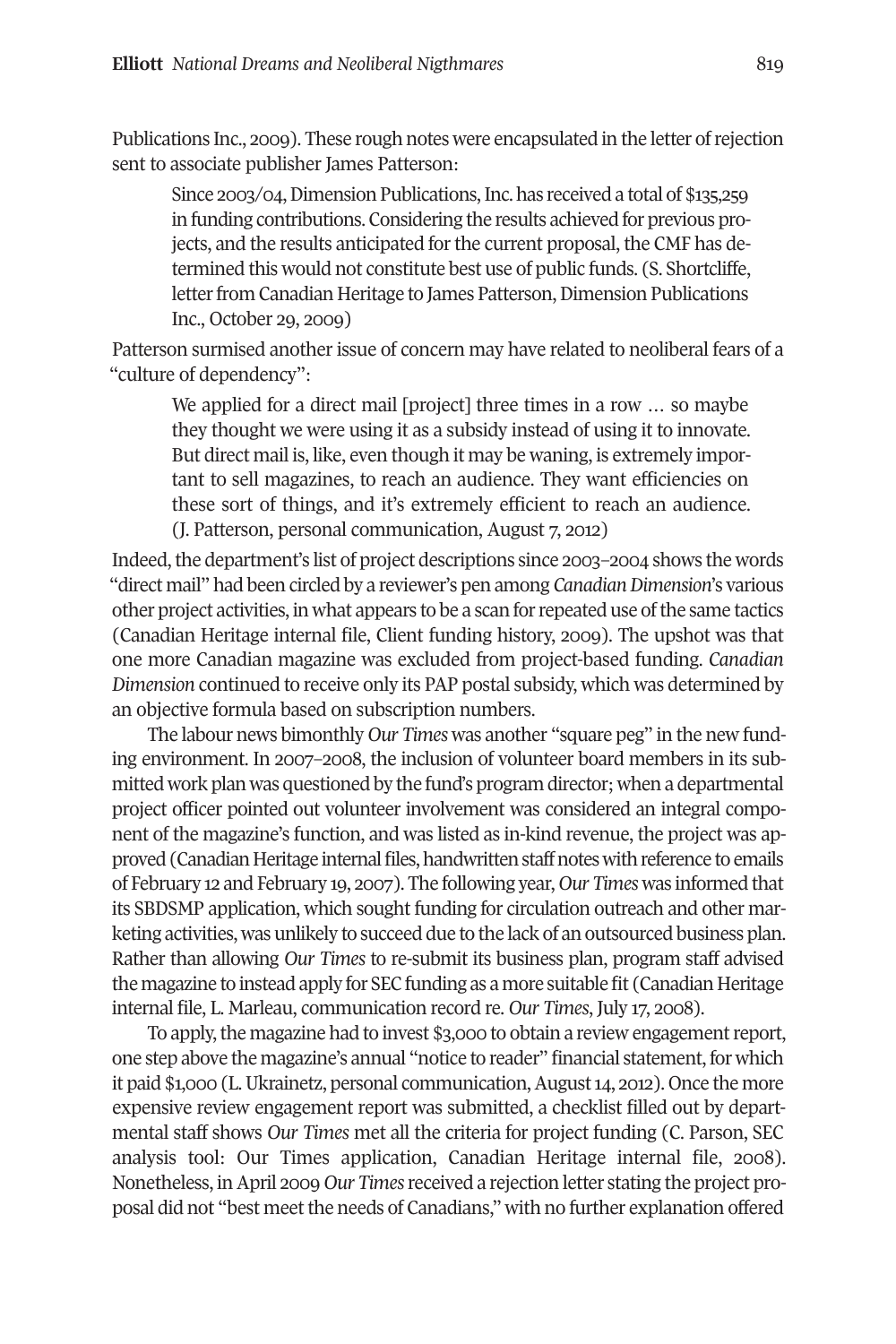Publications Inc., 2009). These rough notes were encapsulated in the letter of rejection sent to associate publisher James Patterson:

> Since 2003/04, Dimension Publications, Inc. has received a total of $135,259 in funding contributions. Considering the results achieved for previous projects, and the results anticipated for the current proposal, the CMF has determined this would not constitute best use of public funds. (S. Shortcliffe, letter from Canadian Heritage to James Patterson, Dimension Publications Inc., October 29, 2009)

Patterson surmised another issue of concern may have related to neoliberal fears of a "culture of dependency":

> We applied for a direct mail [project] three times in a row … so maybe they thought we were using it as a subsidy instead of using it to innovate. But direct mail is, like, even though it may be waning, is extremely important to sell magazines, to reach an audience. They want efficiencies on these sort of things, and it's extremely efficient to reach an audience. (J. Patterson, personal communication, August 7, 2012)

Indeed, the department's list of project descriptions since 2003–2004 shows the words "direct mail" had been circled by a reviewer's pen among *Canadian Dimension*'s various other project activities, in what appears to be a scan for repeated use of the same tactics (Canadian Heritage internal file, Client funding history, 2009). The upshot was that one more Canadian magazine was excluded from project-based funding. *Canadian Dimension* continued to receive only its PAP postal subsidy, which was determined by an objective formula based on subscription numbers.

The labour news bimonthly *Our Times* was another "square peg" in the new funding environment. In 2007–2008, the inclusion of volunteer board members in its submitted work plan was questioned by the fund's program director; when a departmental project officer pointed out volunteer involvement was considered an integral component of the magazine's function, and was listed as in-kind revenue, the project was approved (Canadian Heritage internal files, handwritten staff notes with reference to emails of February 12 and February 19, 2007). The following year, *Our Times* was informed that its SBDSMP application, which sought funding for circulation outreach and other marketing activities, was unlikely to succeed due to the lack of an outsourced business plan. Rather than allowing *Our Times* to re-submit its business plan, program staff advised the magazine to instead apply for SEC funding as a more suitable fit (Canadian Heritage internal file, L. Marleau, communication record re. *Our Times*, July 17, 2008).

To apply, the magazine had to invest $3,000 to obtain a review engagement report, one step above the magazine's annual "notice to reader" financial statement, for which it paid $1,000 (L. Ukrainetz, personal communication, August 14, 2012). Once the more expensive review engagement report was submitted, a checklist filled out by departmental staff shows *Our Times* met all the criteria for project funding (C. Parson, SEC analysis tool: Our Times application, Canadian Heritage internal file, 2008). Nonetheless, in April 2009 *Our Times* received a rejection letter stating the project proposal did not "best meet the needs of Canadians," with no further explanation offered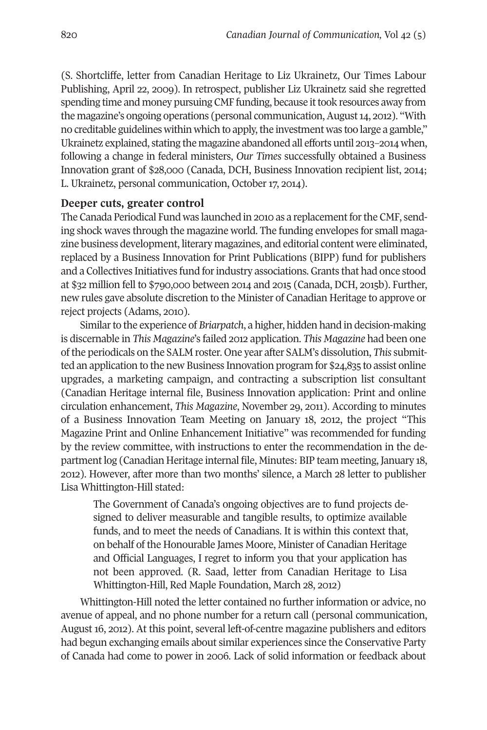(S. Shortcliffe, letter from Canadian Heritage to Liz Ukrainetz, Our Times Labour Publishing, April 22, 2009). In retrospect, publisher Liz Ukrainetz said she regretted spending time and money pursuing CMF funding, because it took resources away from the magazine's ongoing operations (personal communication, August 14, 2012). "With no creditable guidelines within which to apply, the investment was too large a gamble," Ukrainetz explained, stating the magazine abandoned all efforts until 2013–2014 when, following a change in federal ministers, *Our Times* successfully obtained a Business Innovation grant of $28,000 (Canada, DCH, Business Innovation recipient list, 2014; L. Ukrainetz, personal communication, October 17, 2014).

### Deeper cuts, greater control

The Canada Periodical Fund was launched in 2010 as a replacement for the CMF, sending shock waves through the magazine world. The funding envelopes for small magazine business development, literary magazines, and editorial content were eliminated, replaced by a Business Innovation for Print Publications (BIPP) fund for publishers and a Collectives Initiatives fund for industry associations. Grants that had once stood at $32 million fell to $790,000 between 2014 and 2015 (Canada, DCH, 2015b). Further, new rules gave absolute discretion to the Minister of Canadian Heritage to approve or reject projects (Adams, 2010).

Similar to the experience of *Briarpatch*, a higher, hidden hand in decision-making is discernable in *This Magazine*'s failed 2012 application. *This Magazine* had been one of the periodicals on the SALM roster. One year after SALM's dissolution, *This* submitted an application to the new Business Innovation program for $24,835 to assist online upgrades, a marketing campaign, and contracting a subscription list consultant (Canadian Heritage internal file, Business Innovation application: Print and online circulation enhancement, *This Magazine*, November 29, 2011). According to minutes of a Business Innovation Team Meeting on January 18, 2012, the project "This Magazine Print and Online Enhancement Initiative" was recommended for funding by the review committee, with instructions to enter the recommendation in the department log (Canadian Heritage internal file, Minutes: BIP team meeting, January 18, 2012). However, after more than two months' silence, a March 28 letter to publisher Lisa Whittington-Hill stated:

> The Government of Canada's ongoing objectives are to fund projects designed to deliver measurable and tangible results, to optimize available funds, and to meet the needs of Canadians. It is within this context that, on behalf of the Honourable James Moore, Minister of Canadian Heritage and Official Languages, I regret to inform you that your application has not been approved. (R. Saad, letter from Canadian Heritage to Lisa Whittington-Hill, Red Maple Foundation, March 28, 2012)

Whittington-Hill noted the letter contained no further information or advice, no avenue of appeal, and no phone number for a return call (personal communication, August 16, 2012). At this point, several left-of-centre magazine publishers and editors had begun exchanging emails about similar experiences since the Conservative Party of Canada had come to power in 2006. Lack of solid information or feedback about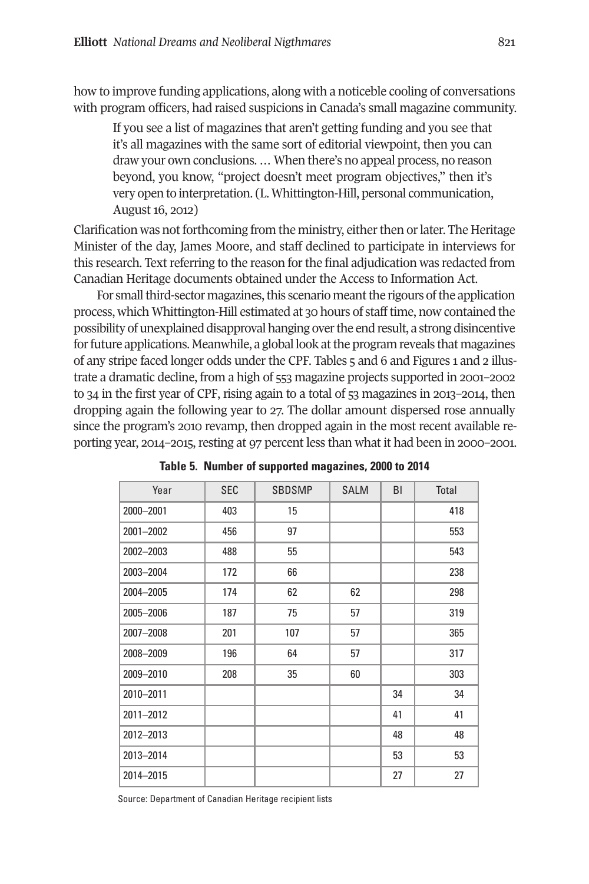how to improve funding applications, along with a noticeble cooling of conversations with program officers, had raised suspicions in Canada's small magazine community.

> If you see a list of magazines that aren't getting funding and you see that it's all magazines with the same sort of editorial viewpoint, then you can draw your own conclusions. … When there's no appeal process, no reason beyond, you know, "project doesn't meet program objectives," then it's very open to interpretation. (L. Whittington-Hill, personal communication, August 16, 2012)

Clarification was not forthcoming from the ministry, either then or later. The Heritage Minister of the day, James Moore, and staff declined to participate in interviews for this research. Text referring to the reason for the final adjudication was redacted from Canadian Heritage documents obtained under the Access to Information Act.

For small third-sector magazines, this scenario meant the rigours of the application process, which Whittington-Hill estimated at 30 hours of staff time, now contained the possibility of unexplained disapproval hanging over the end result, a strong disincentive for future applications. Meanwhile, a global look at the program reveals that magazines of any stripe faced longer odds under the CPF. Tables 5 and 6 and Figures 1 and 2 illustrate a dramatic decline, from a high of 553 magazine projects supported in 2001–2002 to 34 in the first year of CPF, rising again to a total of 53 magazines in 2013–2014, then dropping again the following year to 27. The dollar amount dispersed rose annually since the program's 2010 revamp, then dropped again in the most recent available reporting year, 2014–2015, resting at 97 percent less than what it had been in 2000–2001.

**Table 5. Number of supported magazines, 2000 to 2014**

| Year | SEC | SBDSMP | SALM | BI | Total |
|---|---|---|---|---|---|
| 2000–2001 | 403 | 15 | | | 418 |
| 2001–2002 | 456 | 97 | | | 553 |
| 2002–2003 | 488 | 55 | | | 543 |
| 2003–2004 | 172 | 66 | | | 238 |
| 2004–2005 | 174 | 62 | 62 | | 298 |
| 2005–2006 | 187 | 75 | 57 | | 319 |
| 2007–2008 | 201 | 107 | 57 | | 365 |
| 2008–2009 | 196 | 64 | 57 | | 317 |
| 2009–2010 | 208 | 35 | 60 | | 303 |
| 2010–2011 | | | | 34 | 34 |
| 2011–2012 | | | | 41 | 41 |
| 2012–2013 | | | | 48 | 48 |
| 2013–2014 | | | | 53 | 53 |
| 2014–2015 | | | | 27 | 27 |

Source: Department of Canadian Heritage recipient lists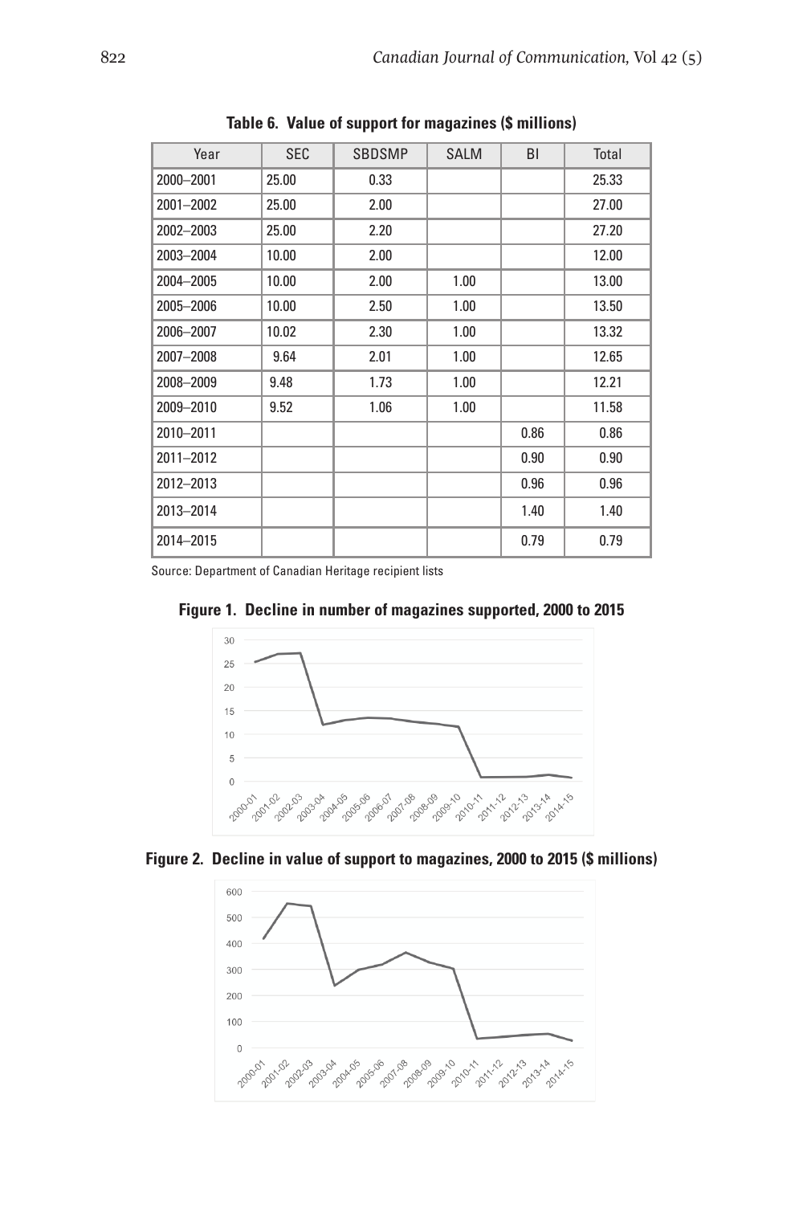**Table 6. Value of support for magazines ($ millions)**

| Year | SEC | SBDSMP | SALM | BI | Total |
|---|---|---|---|---|---|
| 2000–2001 | 25.00 | 0.33 | | | 25.33 |
| 2001–2002 | 25.00 | 2.00 | | | 27.00 |
| 2002–2003 | 25.00 | 2.20 | | | 27.20 |
| 2003–2004 | 10.00 | 2.00 | | | 12.00 |
| 2004–2005 | 10.00 | 2.00 | 1.00 | | 13.00 |
| 2005–2006 | 10.00 | 2.50 | 1.00 | | 13.50 |
| 2006–2007 | 10.02 | 2.30 | 1.00 | | 13.32 |
| 2007–2008 | 9.64 | 2.01 | 1.00 | | 12.65 |
| 2008–2009 | 9.48 | 1.73 | 1.00 | | 12.21 |
| 2009–2010 | 9.52 | 1.06 | 1.00 | | 11.58 |
| 2010–2011 | | | | 0.86 | 0.86 |
| 2011–2012 | | | | 0.90 | 0.90 |
| 2012–2013 | | | | 0.96 | 0.96 |
| 2013–2014 | | | | 1.40 | 1.40 |
| 2014–2015 | | | | 0.79 | 0.79 |

Source: Department of Canadian Heritage recipient lists

**Figure 1. Decline in number of magazines supported, 2000 to 2015**

**Figure 2. Decline in value of support to magazines, 2000 to 2015 ($ millions)**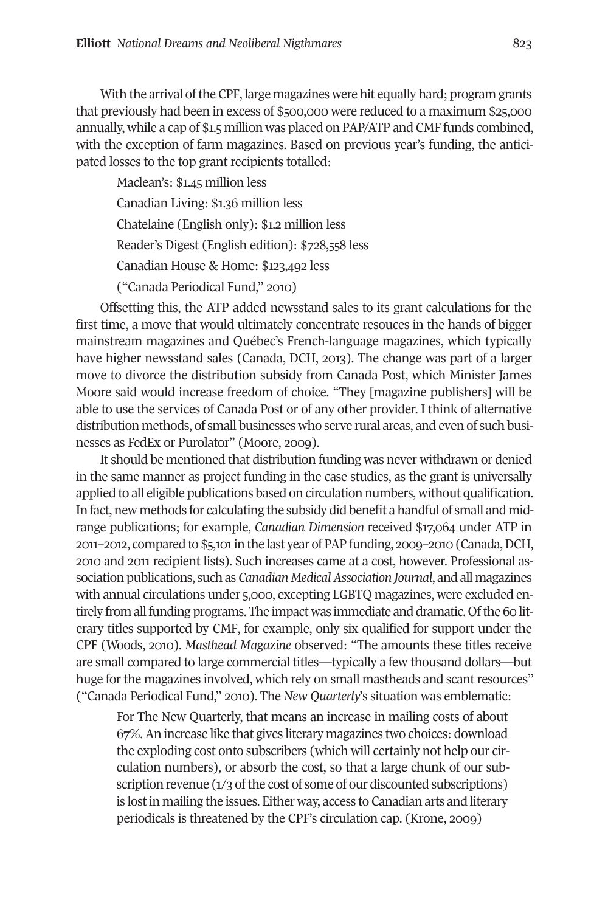With the arrival of the CPF, large magazines were hit equally hard; program grants that previously had been in excess of $500,000 were reduced to a maximum $25,000 annually, while a cap of $1.5 million was placed on PAP/ATP and CMF funds combined, with the exception of farm magazines. Based on previous year's funding, the anticipated losses to the top grant recipients totalled:

> Maclean's: $1.45 million less
>
> Canadian Living: $1.36 million less
>
> Chatelaine (English only): $1.2 million less
>
> Reader's Digest (English edition): $728,558 less
>
> Canadian House & Home: $123,492 less
>
> ("Canada Periodical Fund," 2010)

Offsetting this, the ATP added newsstand sales to its grant calculations for the first time, a move that would ultimately concentrate resouces in the hands of bigger mainstream magazines and Québec's French-language magazines, which typically have higher newsstand sales (Canada, DCH, 2013). The change was part of a larger move to divorce the distribution subsidy from Canada Post, which Minister James Moore said would increase freedom of choice. "They [magazine publishers] will be able to use the services of Canada Post or of any other provider. I think of alternative distribution methods, of small businesses who serve rural areas, and even of such businesses as FedEx or Purolator" (Moore, 2009).

It should be mentioned that distribution funding was never withdrawn or denied in the same manner as project funding in the case studies, as the grant is universally applied to all eligible publications based on circulation numbers, without qualification. In fact, new methods for calculating the subsidy did benefit a handful of small and mid-range publications; for example, *Canadian Dimension* received $17,064 under ATP in 2011–2012, compared to $5,101 in the last year of PAP funding, 2009–2010 (Canada, DCH, 2010 and 2011 recipient lists). Such increases came at a cost, however. Professional association publications, such as *Canadian Medical Association Journal*, and all magazines with annual circulations under 5,000, excepting LGBTQ magazines, were excluded entirely from all funding programs. The impact was immediate and dramatic. Of the 60 literary titles supported by CMF, for example, only six qualified for support under the CPF (Woods, 2010). *Masthead Magazine* observed: "The amounts these titles receive are small compared to large commercial titles—typically a few thousand dollars—but huge for the magazines involved, which rely on small mastheads and scant resources" ("Canada Periodical Fund," 2010). The *New Quarterly*'s situation was emblematic:

> For The New Quarterly, that means an increase in mailing costs of about 67%. An increase like that gives literary magazines two choices: download the exploding cost onto subscribers (which will certainly not help our circulation numbers), or absorb the cost, so that a large chunk of our subscription revenue (1/3 of the cost of some of our discounted subscriptions) is lost in mailing the issues. Either way, access to Canadian arts and literary periodicals is threatened by the CPF's circulation cap. (Krone, 2009)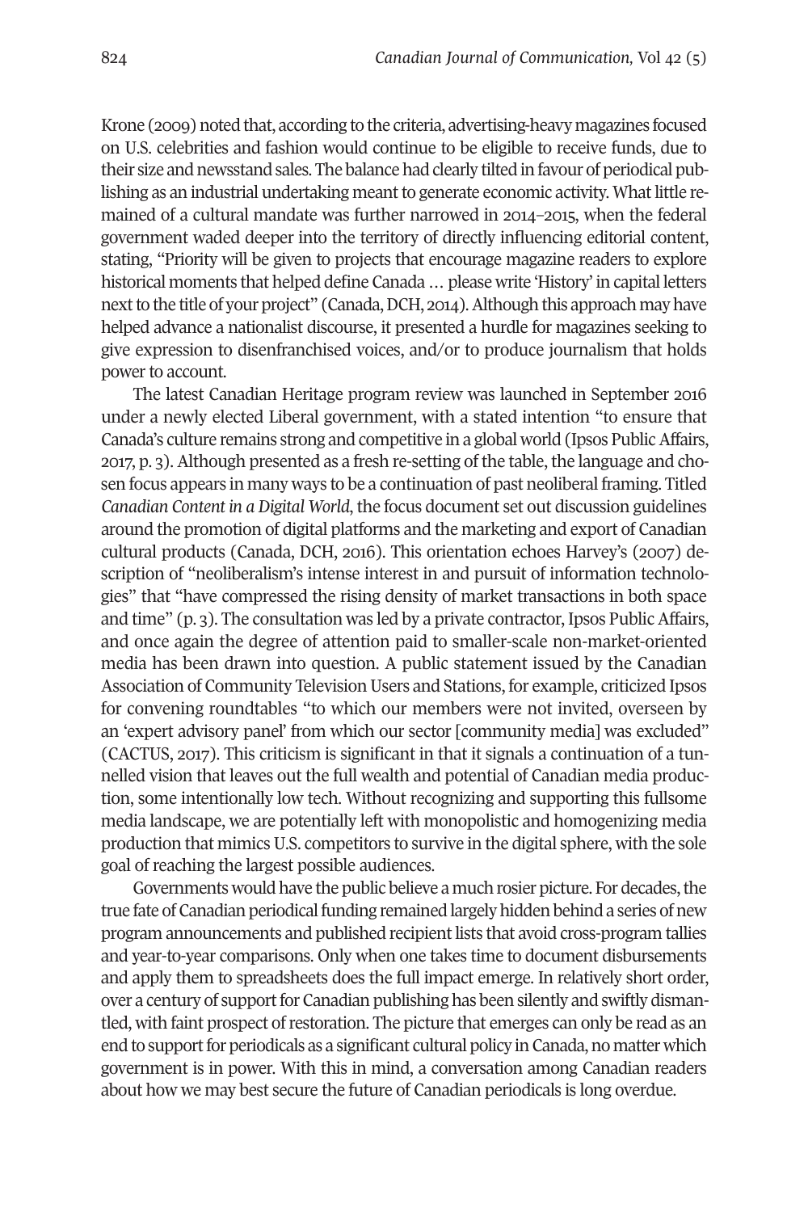Krone (2009) noted that, according to the criteria, advertising-heavy magazines focused on U.S. celebrities and fashion would continue to be eligible to receive funds, due to their size and newsstand sales. The balance had clearly tilted in favour of periodical publishing as an industrial undertaking meant to generate economic activity. What little remained of a cultural mandate was further narrowed in 2014–2015, when the federal government waded deeper into the territory of directly influencing editorial content, stating, "Priority will be given to projects that encourage magazine readers to explore historical moments that helped define Canada … please write 'History' in capital letters next to the title of your project" (Canada, DCH, 2014). Although this approach may have helped advance a nationalist discourse, it presented a hurdle for magazines seeking to give expression to disenfranchised voices, and/or to produce journalism that holds power to account.

The latest Canadian Heritage program review was launched in September 2016 under a newly elected Liberal government, with a stated intention "to ensure that Canada's culture remains strong and competitive in a global world (Ipsos Public Affairs, 2017, p. 3). Although presented as a fresh re-setting of the table, the language and chosen focus appears in many ways to be a continuation of past neoliberal framing. Titled *Canadian Content in a Digital World*, the focus document set out discussion guidelines around the promotion of digital platforms and the marketing and export of Canadian cultural products (Canada, DCH, 2016). This orientation echoes Harvey's (2007) description of "neoliberalism's intense interest in and pursuit of information technologies" that "have compressed the rising density of market transactions in both space and time" (p. 3). The consultation was led by a private contractor, Ipsos Public Affairs, and once again the degree of attention paid to smaller-scale non-market-oriented media has been drawn into question. A public statement issued by the Canadian Association of Community Television Users and Stations, for example, criticized Ipsos for convening roundtables "to which our members were not invited, overseen by an 'expert advisory panel' from which our sector [community media] was excluded" (CACTUS, 2017). This criticism is significant in that it signals a continuation of a tunnelled vision that leaves out the full wealth and potential of Canadian media production, some intentionally low tech. Without recognizing and supporting this fullsome media landscape, we are potentially left with monopolistic and homogenizing media production that mimics U.S. competitors to survive in the digital sphere, with the sole goal of reaching the largest possible audiences.

Governments would have the public believe a much rosier picture. For decades, the true fate of Canadian periodical funding remained largely hidden behind a series of new program announcements and published recipient lists that avoid cross-program tallies and year-to-year comparisons. Only when one takes time to document disbursements and apply them to spreadsheets does the full impact emerge. In relatively short order, over a century of support for Canadian publishing has been silently and swiftly dismantled, with faint prospect of restoration. The picture that emerges can only be read as an end to support for periodicals as a significant cultural policy in Canada, no matter which government is in power. With this in mind, a conversation among Canadian readers about how we may best secure the future of Canadian periodicals is long overdue.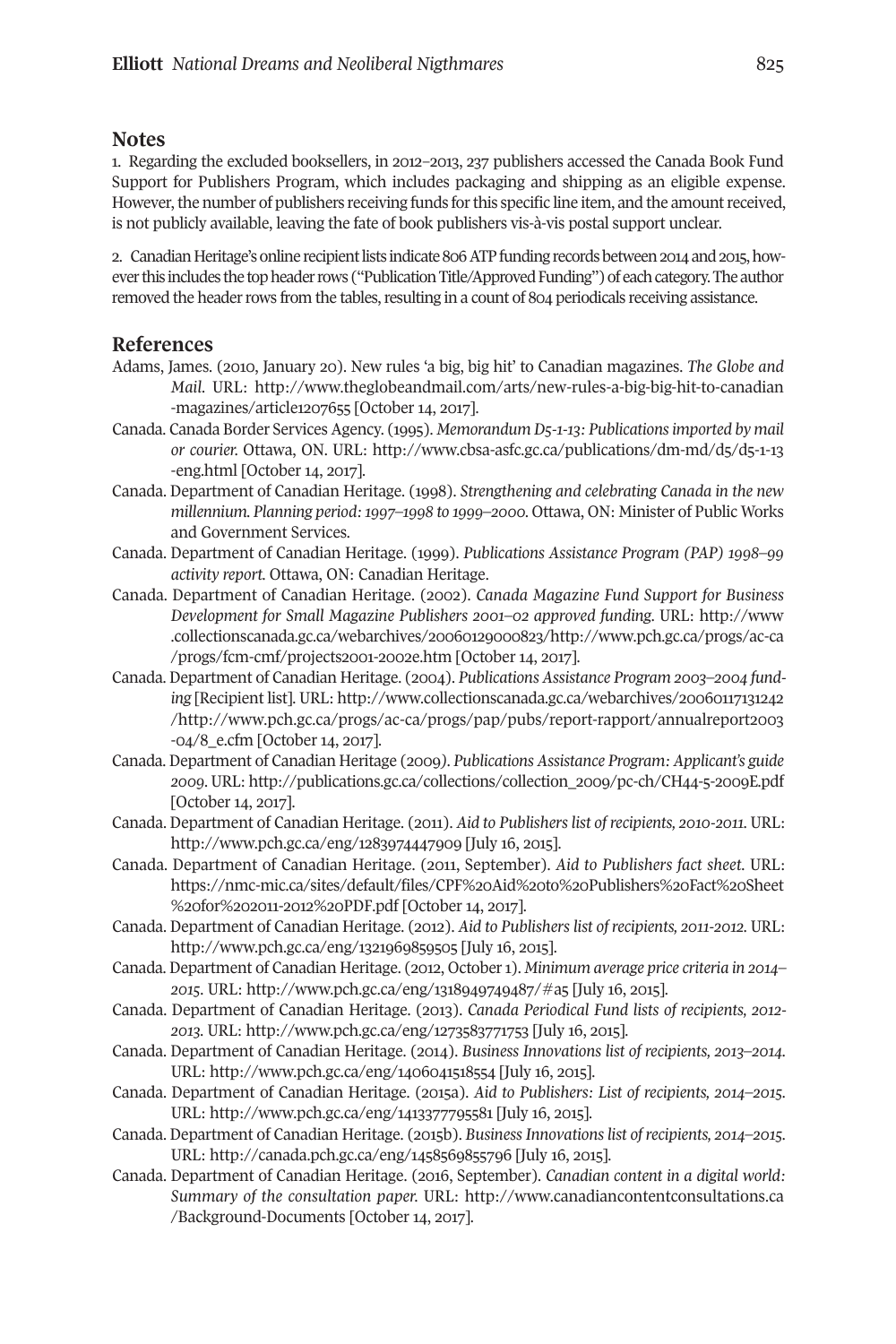## Notes

1. Regarding the excluded booksellers, in 2012–2013, 237 publishers accessed the Canada Book Fund Support for Publishers Program, which includes packaging and shipping as an eligible expense. However, the number of publishers receiving funds for this specific line item, and the amount received, is not publicly available, leaving the fate of book publishers vis-à-vis postal support unclear.

2. Canadian Heritage's online recipient lists indicate 806 ATP funding records between 2014 and 2015, however this includes the top header rows ("Publication Title/Approved Funding") of each category. The author removed the header rows from the tables, resulting in a count of 804 periodicals receiving assistance.

## References

Adams, James. (2010, January 20). New rules 'a big, big hit' to Canadian magazines. *The Globe and Mail*. URL: http://www.theglobeandmail.com/arts/new-rules-a-big-big-hit-to-canadian-magazines/article1207655 [October 14, 2017].

Canada. Canada Border Services Agency. (1995). *Memorandum D5-1-13: Publications imported by mail or courier*. Ottawa, ON. URL: http://www.cbsa-asfc.gc.ca/publications/dm-md/d5/d5-1-13-eng.html [October 14, 2017].

Canada. Department of Canadian Heritage. (1998). *Strengthening and celebrating Canada in the new millennium. Planning period: 1997–1998 to 1999–2000*. Ottawa, ON: Minister of Public Works and Government Services.

Canada. Department of Canadian Heritage. (1999). *Publications Assistance Program (PAP) 1998–99 activity report*. Ottawa, ON: Canadian Heritage.

Canada. Department of Canadian Heritage. (2002). *Canada Magazine Fund Support for Business Development for Small Magazine Publishers 2001–02 approved funding*. URL: http://www.collectionscanada.gc.ca/webarchives/20060129000823/http://www.pch.gc.ca/progs/ac-ca/progs/fcm-cmf/projects2001-2002e.htm [October 14, 2017].

Canada. Department of Canadian Heritage. (2004). *Publications Assistance Program 2003–2004 funding* [Recipient list]. URL: http://www.collectionscanada.gc.ca/webarchives/20060117131242/http://www.pch.gc.ca/progs/ac-ca/progs/pap/pubs/report-rapport/annualreport2003-04/8_e.cfm [October 14, 2017].

Canada. Department of Canadian Heritage (2009). *Publications Assistance Program: Applicant's guide 2009*. URL: http://publications.gc.ca/collections/collection_2009/pc-ch/CH44-5-2009E.pdf [October 14, 2017].

Canada. Department of Canadian Heritage. (2011). *Aid to Publishers list of recipients, 2010-2011*. URL: http://www.pch.gc.ca/eng/1283974447909 [July 16, 2015].

Canada. Department of Canadian Heritage. (2011, September). *Aid to Publishers fact sheet*. URL: https://nmc-mic.ca/sites/default/files/CPF%20Aid%20to%20Publishers%20Fact%20Sheet%20for%202011-2012%20PDF.pdf [October 14, 2017].

Canada. Department of Canadian Heritage. (2012). *Aid to Publishers list of recipients, 2011-2012*. URL: http://www.pch.gc.ca/eng/1321969859505 [July 16, 2015].

Canada. Department of Canadian Heritage. (2012, October 1). *Minimum average price criteria in 2014–2015*. URL: http://www.pch.gc.ca/eng/1318949749487/#a5 [July 16, 2015].

Canada. Department of Canadian Heritage. (2013). *Canada Periodical Fund lists of recipients, 2012-2013*. URL: http://www.pch.gc.ca/eng/1273583771753 [July 16, 2015].

Canada. Department of Canadian Heritage. (2014). *Business Innovations list of recipients, 2013–2014*. URL: http://www.pch.gc.ca/eng/1406041518554 [July 16, 2015].

Canada. Department of Canadian Heritage. (2015a). *Aid to Publishers: List of recipients, 2014–2015*. URL: http://www.pch.gc.ca/eng/1413377795581 [July 16, 2015].

Canada. Department of Canadian Heritage. (2015b). *Business Innovations list of recipients, 2014–2015*. URL: http://canada.pch.gc.ca/eng/1458569855796 [July 16, 2015].

Canada. Department of Canadian Heritage. (2016, September). *Canadian content in a digital world: Summary of the consultation paper*. URL: http://www.canadiancontentconsultations.ca/Background-Documents [October 14, 2017].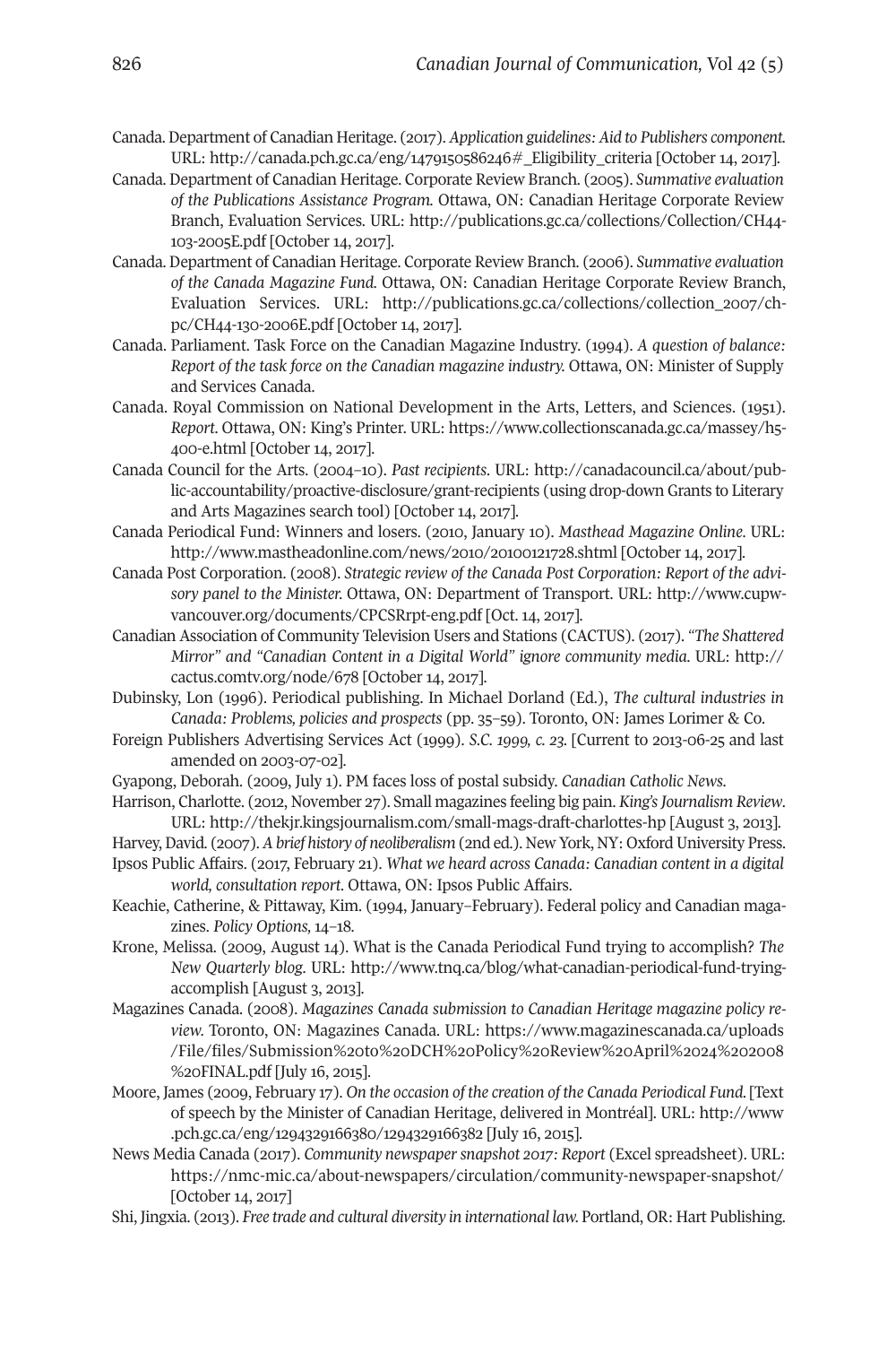Canada. Department of Canadian Heritage. (2017). *Application guidelines: Aid to Publishers component.* URL: http://canada.pch.gc.ca/eng/1479150586246#_Eligibility_criteria [October 14, 2017].

Canada. Department of Canadian Heritage. Corporate Review Branch. (2005). *Summative evaluation of the Publications Assistance Program.* Ottawa, ON: Canadian Heritage Corporate Review Branch, Evaluation Services. URL: http://publications.gc.ca/collections/Collection/CH44-103-2005E.pdf [October 14, 2017].

Canada. Department of Canadian Heritage. Corporate Review Branch. (2006). *Summative evaluation of the Canada Magazine Fund.* Ottawa, ON: Canadian Heritage Corporate Review Branch, Evaluation Services. URL: http://publications.gc.ca/collections/collection_2007/ch-pc/CH44-130-2006E.pdf [October 14, 2017].

Canada. Parliament. Task Force on the Canadian Magazine Industry. (1994). *A question of balance: Report of the task force on the Canadian magazine industry.* Ottawa, ON: Minister of Supply and Services Canada.

Canada. Royal Commission on National Development in the Arts, Letters, and Sciences. (1951). *Report.* Ottawa, ON: King's Printer. URL: https://www.collectionscanada.gc.ca/massey/h5-400-e.html [October 14, 2017].

Canada Council for the Arts. (2004–10). *Past recipients.* URL: http://canadacouncil.ca/about/public-accountability/proactive-disclosure/grant-recipients (using drop-down Grants to Literary and Arts Magazines search tool) [October 14, 2017].

Canada Periodical Fund: Winners and losers. (2010, January 10). *Masthead Magazine Online.* URL: http://www.mastheadonline.com/news/2010/20100121728.shtml [October 14, 2017].

Canada Post Corporation. (2008). *Strategic review of the Canada Post Corporation: Report of the advisory panel to the Minister.* Ottawa, ON: Department of Transport. URL: http://www.cupw-vancouver.org/documents/CPCSRrpt-eng.pdf [Oct. 14, 2017].

Canadian Association of Community Television Users and Stations (CACTUS). (2017). *"The Shattered Mirror" and "Canadian Content in a Digital World" ignore community media.* URL: http://cactus.comtv.org/node/678 [October 14, 2017].

Dubinsky, Lon (1996). Periodical publishing. In Michael Dorland (Ed.), *The cultural industries in Canada: Problems, policies and prospects* (pp. 35–59). Toronto, ON: James Lorimer & Co.

Foreign Publishers Advertising Services Act (1999). *S.C. 1999, c. 23.* [Current to 2013-06-25 and last amended on 2003-07-02].

Gyapong, Deborah. (2009, July 1). PM faces loss of postal subsidy. *Canadian Catholic News.*

Harrison, Charlotte. (2012, November 27). Small magazines feeling big pain. *King's Journalism Review.* URL: http://thekjr.kingsjournalism.com/small-mags-draft-charlottes-hp [August 3, 2013].

Harvey, David. (2007). *A brief history of neoliberalism* (2nd ed.). New York, NY: Oxford University Press.

Ipsos Public Affairs. (2017, February 21). *What we heard across Canada: Canadian content in a digital world, consultation report.* Ottawa, ON: Ipsos Public Affairs.

Keachie, Catherine, & Pittaway, Kim. (1994, January–February). Federal policy and Canadian magazines. *Policy Options,* 14–18.

Krone, Melissa. (2009, August 14). What is the Canada Periodical Fund trying to accomplish? *The New Quarterly blog.* URL: http://www.tnq.ca/blog/what-canadian-periodical-fund-trying-accomplish [August 3, 2013].

Magazines Canada. (2008). *Magazines Canada submission to Canadian Heritage magazine policy review.* Toronto, ON: Magazines Canada. URL: https://www.magazinescanada.ca/uploads/File/files/Submission%20to%20DCH%20Policy%20Review%20April%2024%202008%20FINAL.pdf [July 16, 2015].

Moore, James (2009, February 17). *On the occasion of the creation of the Canada Periodical Fund.* [Text of speech by the Minister of Canadian Heritage, delivered in Montréal]. URL: http://www.pch.gc.ca/eng/1294329166380/1294329166382 [July 16, 2015].

News Media Canada (2017). *Community newspaper snapshot 2017: Report* (Excel spreadsheet). URL: https://nmc-mic.ca/about-newspapers/circulation/community-newspaper-snapshot/ [October 14, 2017]

Shi, Jingxia. (2013). *Free trade and cultural diversity in international law.* Portland, OR: Hart Publishing.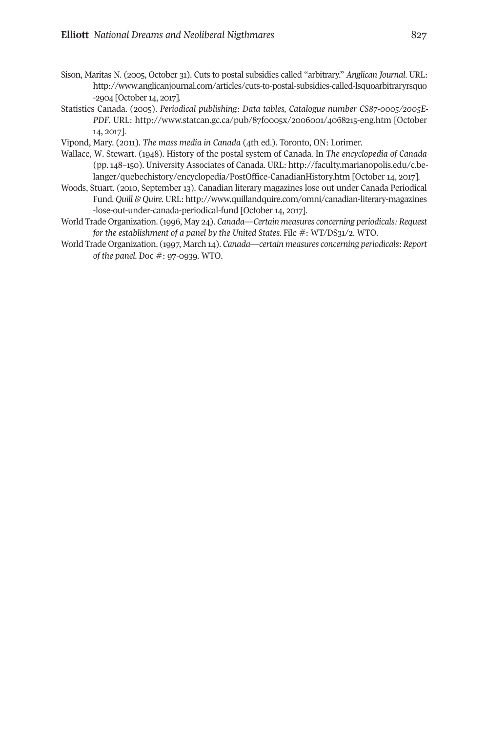Sison, Maritas N. (2005, October 31). Cuts to postal subsidies called "arbitrary." *Anglican Journal*. URL: http://www.anglicanjournal.com/articles/cuts-to-postal-subsidies-called-lsquoarbitraryrsquo-2904 [October 14, 2017].

Statistics Canada. (2005). *Periodical publishing: Data tables, Catalogue number CS87-0005/2005E-PDF*. URL: http://www.statcan.gc.ca/pub/87f0005x/2006001/4068215-eng.htm [October 14, 2017].

Vipond, Mary. (2011). *The mass media in Canada* (4th ed.). Toronto, ON: Lorimer.

Wallace, W. Stewart. (1948). History of the postal system of Canada. In *The encyclopedia of Canada* (pp. 148–150). University Associates of Canada. URL: http://faculty.marianopolis.edu/c.belanger/quebechistory/encyclopedia/PostOffice-CanadianHistory.htm [October 14, 2017].

Woods, Stuart. (2010, September 13). Canadian literary magazines lose out under Canada Periodical Fund. *Quill & Quire*. URL: http://www.quillandquire.com/omni/canadian-literary-magazines-lose-out-under-canada-periodical-fund [October 14, 2017].

World Trade Organization. (1996, May 24). *Canada—Certain measures concerning periodicals: Request for the establishment of a panel by the United States*. File #: WT/DS31/2. WTO.

World Trade Organization. (1997, March 14). *Canada—certain measures concerning periodicals: Report of the panel*. Doc #: 97-0939. WTO.